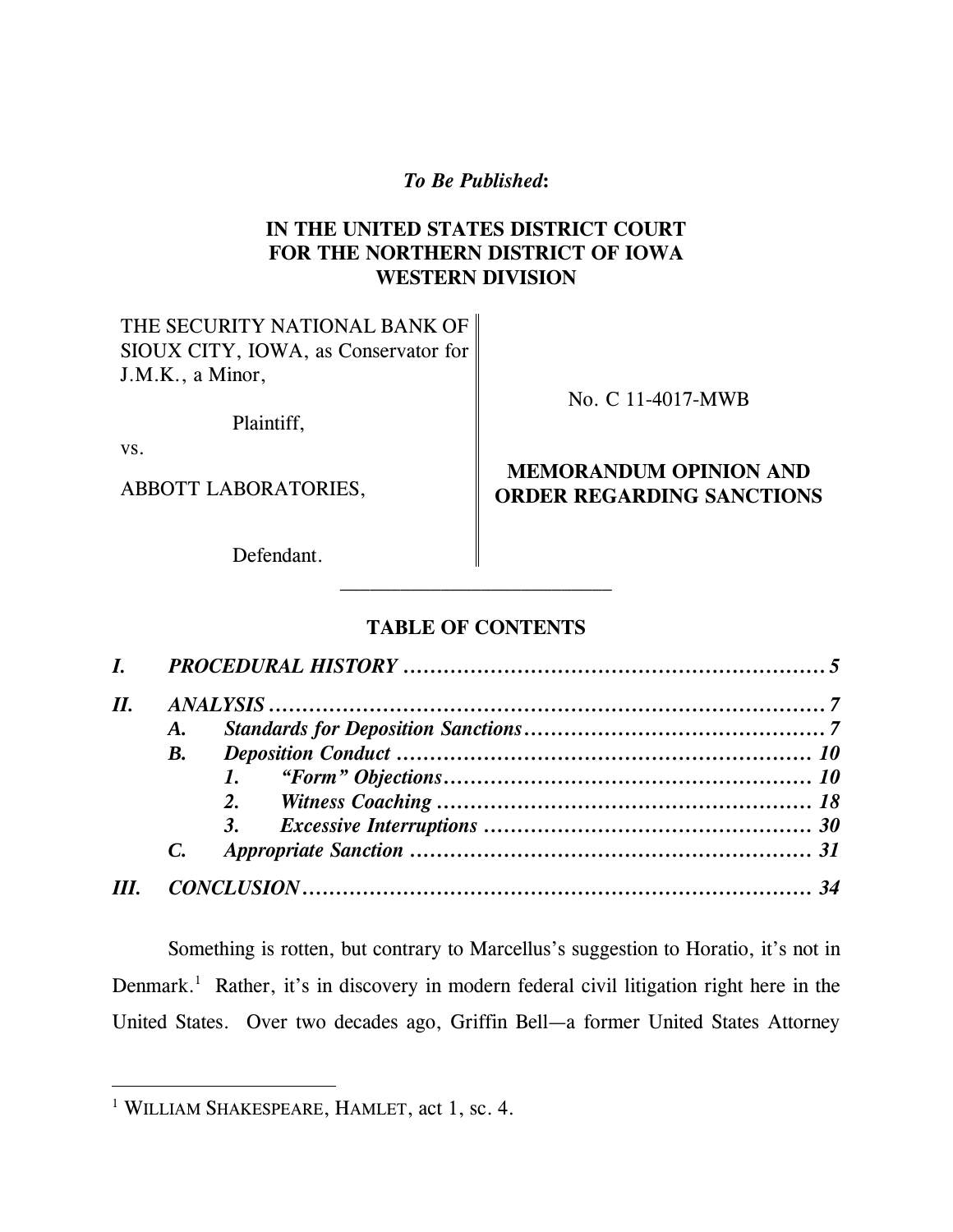***To Be Published*:**

**IN THE UNITED STATES DISTRICT COURT FOR THE NORTHERN DISTRICT OF IOWA WESTERN DIVISION**

| | |
|---|---|
| THE SECURITY NATIONAL BANK OF SIOUX CITY, IOWA, as Conservator for J.M.K., a Minor, Plaintiff, | No. C 11-4017-MWB |
| vs. | |
| ABBOTT LABORATORIES, Defendant. | **MEMORANDUM OPINION AND ORDER REGARDING SANCTIONS** |

___________________________

**TABLE OF CONTENTS**

***I. PROCEDURAL HISTORY ........................................................... 5***

***II. ANALYSIS ............................................................................... 7***

- ***A. Standards for Deposition Sanctions ........................................ 7***
- ***B. Deposition Conduct ........................................................ 10***
  - ***1. "Form" Objections .................................................. 10***
  - ***2. Witness Coaching ................................................... 18***
  - ***3. Excessive Interruptions ........................................... 30***
- ***C. Appropriate Sanction ...................................................... 31***

***III. CONCLUSION ........................................................................ 34***

Something is rotten, but contrary to Marcellus's suggestion to Horatio, it's not in Denmark.[1] Rather, it's in discovery in modern federal civil litigation right here in the United States. Over two decades ago, Griffin Bell—a former United States Attorney

---

[1] WILLIAM SHAKESPEARE, HAMLET, act 1, sc. 4.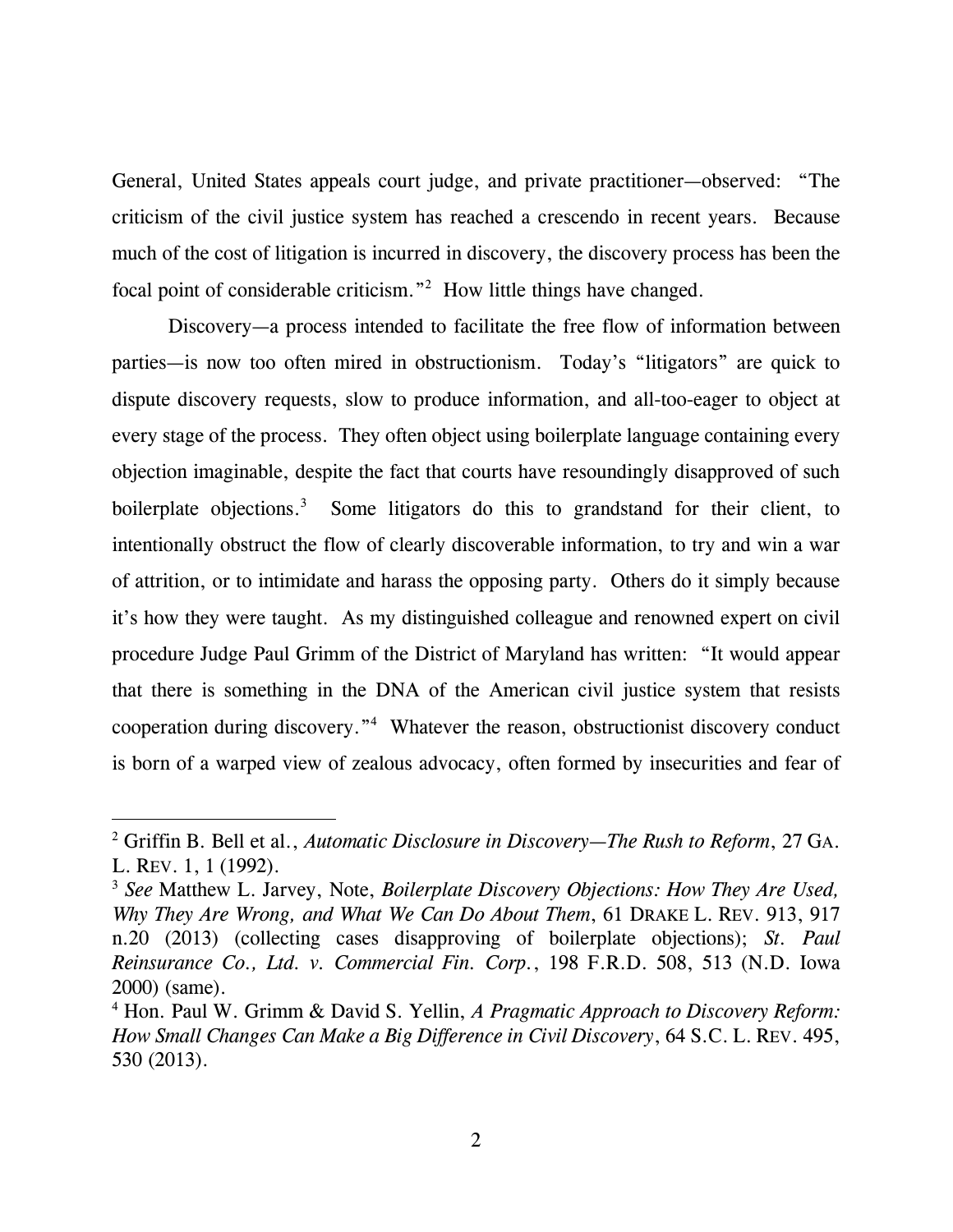General, United States appeals court judge, and private practitioner—observed: "The criticism of the civil justice system has reached a crescendo in recent years. Because much of the cost of litigation is incurred in discovery, the discovery process has been the focal point of considerable criticism."[2] How little things have changed.

Discovery—a process intended to facilitate the free flow of information between parties—is now too often mired in obstructionism. Today's "litigators" are quick to dispute discovery requests, slow to produce information, and all-too-eager to object at every stage of the process. They often object using boilerplate language containing every objection imaginable, despite the fact that courts have resoundingly disapproved of such boilerplate objections.[3] Some litigators do this to grandstand for their client, to intentionally obstruct the flow of clearly discoverable information, to try and win a war of attrition, or to intimidate and harass the opposing party. Others do it simply because it's how they were taught. As my distinguished colleague and renowned expert on civil procedure Judge Paul Grimm of the District of Maryland has written: "It would appear that there is something in the DNA of the American civil justice system that resists cooperation during discovery."[4] Whatever the reason, obstructionist discovery conduct is born of a warped view of zealous advocacy, often formed by insecurities and fear of

---

[2] Griffin B. Bell et al., *Automatic Disclosure in Discovery—The Rush to Reform*, 27 GA. L. REV. 1, 1 (1992).

[3] *See* Matthew L. Jarvey, Note, *Boilerplate Discovery Objections: How They Are Used, Why They Are Wrong, and What We Can Do About Them*, 61 DRAKE L. REV. 913, 917 n.20 (2013) (collecting cases disapproving of boilerplate objections); *St. Paul Reinsurance Co., Ltd. v. Commercial Fin. Corp.*, 198 F.R.D. 508, 513 (N.D. Iowa 2000) (same).

[4] Hon. Paul W. Grimm & David S. Yellin, *A Pragmatic Approach to Discovery Reform: How Small Changes Can Make a Big Difference in Civil Discovery*, 64 S.C. L. REV. 495, 530 (2013).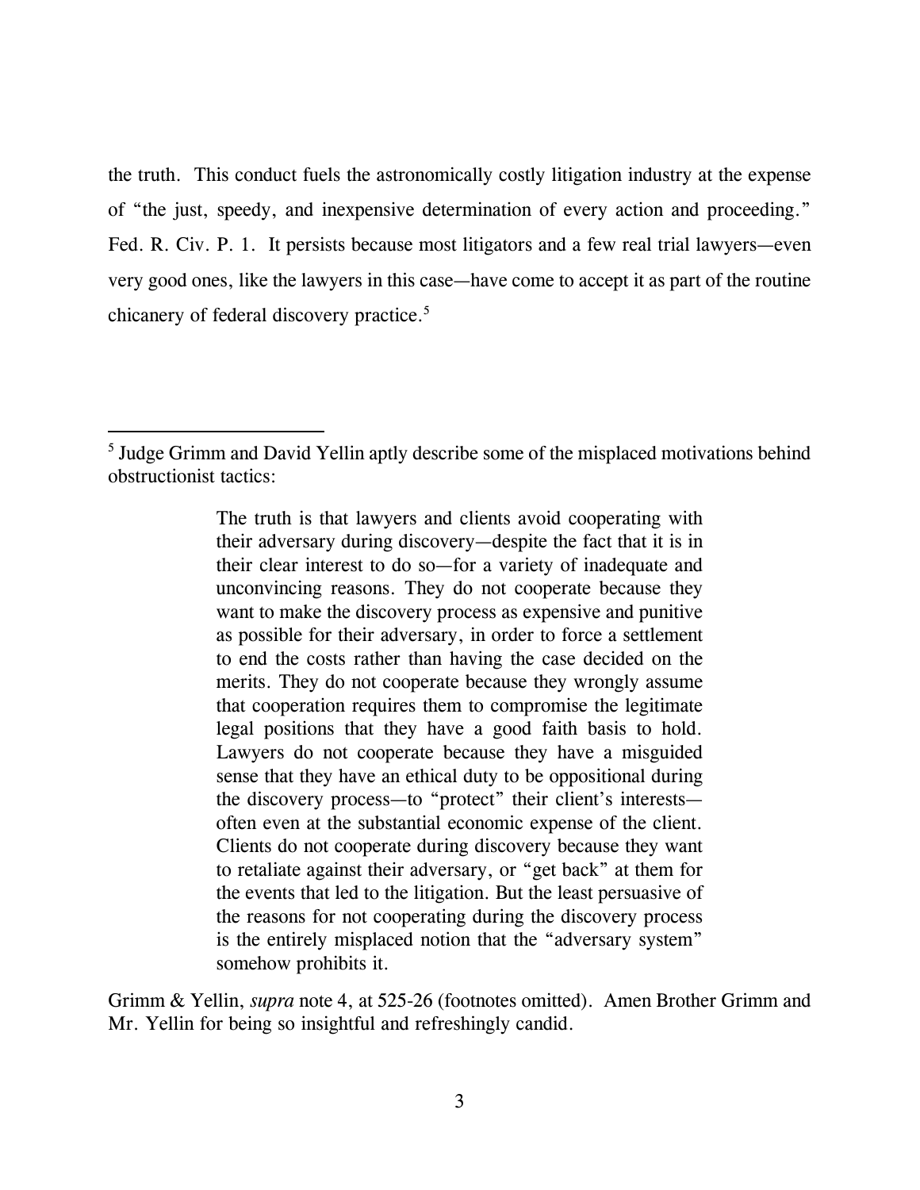the truth. This conduct fuels the astronomically costly litigation industry at the expense of "the just, speedy, and inexpensive determination of every action and proceeding." Fed. R. Civ. P. 1. It persists because most litigators and a few real trial lawyers—even very good ones, like the lawyers in this case—have come to accept it as part of the routine chicanery of federal discovery practice.[5]

---

[5] Judge Grimm and David Yellin aptly describe some of the misplaced motivations behind obstructionist tactics:

> The truth is that lawyers and clients avoid cooperating with their adversary during discovery—despite the fact that it is in their clear interest to do so—for a variety of inadequate and unconvincing reasons. They do not cooperate because they want to make the discovery process as expensive and punitive as possible for their adversary, in order to force a settlement to end the costs rather than having the case decided on the merits. They do not cooperate because they wrongly assume that cooperation requires them to compromise the legitimate legal positions that they have a good faith basis to hold. Lawyers do not cooperate because they have a misguided sense that they have an ethical duty to be oppositional during the discovery process—to "protect" their client's interests—often even at the substantial economic expense of the client. Clients do not cooperate during discovery because they want to retaliate against their adversary, or "get back" at them for the events that led to the litigation. But the least persuasive of the reasons for not cooperating during the discovery process is the entirely misplaced notion that the "adversary system" somehow prohibits it.

Grimm & Yellin, *supra* note 4, at 525-26 (footnotes omitted). Amen Brother Grimm and Mr. Yellin for being so insightful and refreshingly candid.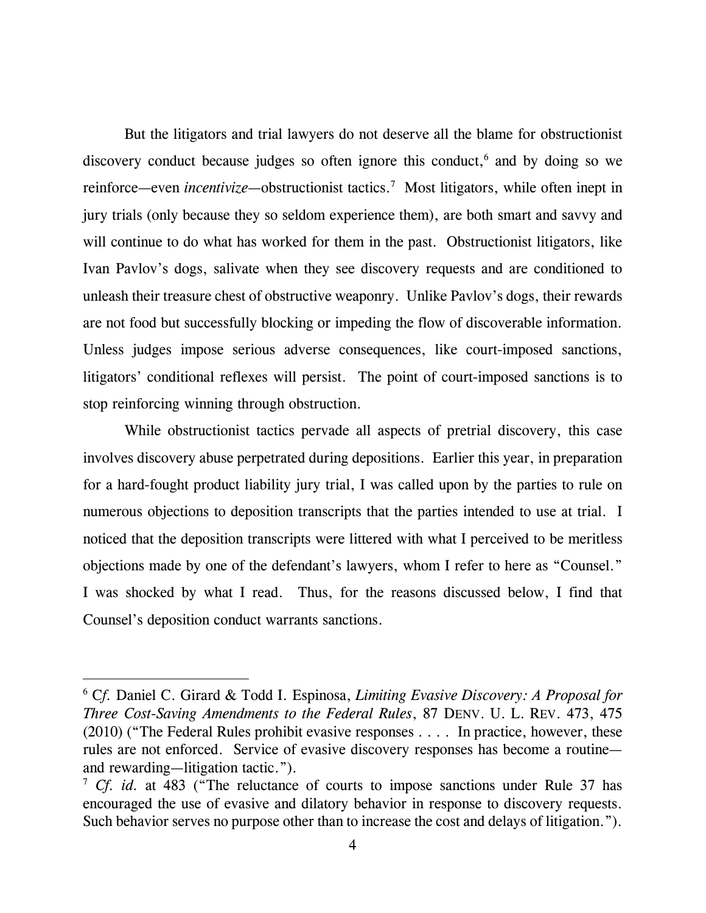But the litigators and trial lawyers do not deserve all the blame for obstructionist discovery conduct because judges so often ignore this conduct,[6] and by doing so we reinforce—even *incentivize*—obstructionist tactics.[7] Most litigators, while often inept in jury trials (only because they so seldom experience them), are both smart and savvy and will continue to do what has worked for them in the past. Obstructionist litigators, like Ivan Pavlov's dogs, salivate when they see discovery requests and are conditioned to unleash their treasure chest of obstructive weaponry. Unlike Pavlov's dogs, their rewards are not food but successfully blocking or impeding the flow of discoverable information. Unless judges impose serious adverse consequences, like court-imposed sanctions, litigators' conditional reflexes will persist. The point of court-imposed sanctions is to stop reinforcing winning through obstruction.

While obstructionist tactics pervade all aspects of pretrial discovery, this case involves discovery abuse perpetrated during depositions. Earlier this year, in preparation for a hard-fought product liability jury trial, I was called upon by the parties to rule on numerous objections to deposition transcripts that the parties intended to use at trial. I noticed that the deposition transcripts were littered with what I perceived to be meritless objections made by one of the defendant's lawyers, whom I refer to here as "Counsel." I was shocked by what I read. Thus, for the reasons discussed below, I find that Counsel's deposition conduct warrants sanctions.

---

[6] *Cf.* Daniel C. Girard & Todd I. Espinosa, *Limiting Evasive Discovery: A Proposal for Three Cost-Saving Amendments to the Federal Rules*, 87 DENV. U. L. REV. 473, 475 (2010) ("The Federal Rules prohibit evasive responses . . . . In practice, however, these rules are not enforced. Service of evasive discovery responses has become a routine—and rewarding—litigation tactic.").

[7] *Cf. id.* at 483 ("The reluctance of courts to impose sanctions under Rule 37 has encouraged the use of evasive and dilatory behavior in response to discovery requests. Such behavior serves no purpose other than to increase the cost and delays of litigation.").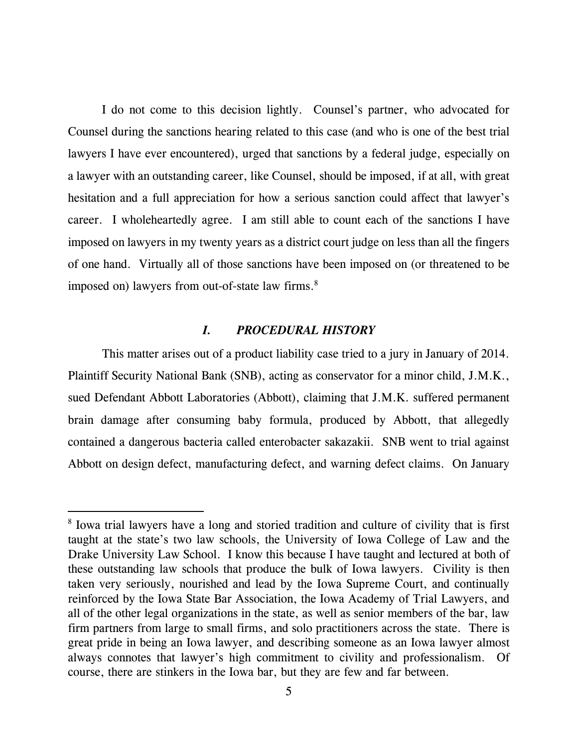I do not come to this decision lightly. Counsel's partner, who advocated for Counsel during the sanctions hearing related to this case (and who is one of the best trial lawyers I have ever encountered), urged that sanctions by a federal judge, especially on a lawyer with an outstanding career, like Counsel, should be imposed, if at all, with great hesitation and a full appreciation for how a serious sanction could affect that lawyer's career. I wholeheartedly agree. I am still able to count each of the sanctions I have imposed on lawyers in my twenty years as a district court judge on less than all the fingers of one hand. Virtually all of those sanctions have been imposed on (or threatened to be imposed on) lawyers from out-of-state law firms.[8]

## *I. PROCEDURAL HISTORY*

This matter arises out of a product liability case tried to a jury in January of 2014. Plaintiff Security National Bank (SNB), acting as conservator for a minor child, J.M.K., sued Defendant Abbott Laboratories (Abbott), claiming that J.M.K. suffered permanent brain damage after consuming baby formula, produced by Abbott, that allegedly contained a dangerous bacteria called enterobacter sakazakii. SNB went to trial against Abbott on design defect, manufacturing defect, and warning defect claims. On January

---

[8] Iowa trial lawyers have a long and storied tradition and culture of civility that is first taught at the state's two law schools, the University of Iowa College of Law and the Drake University Law School. I know this because I have taught and lectured at both of these outstanding law schools that produce the bulk of Iowa lawyers. Civility is then taken very seriously, nourished and lead by the Iowa Supreme Court, and continually reinforced by the Iowa State Bar Association, the Iowa Academy of Trial Lawyers, and all of the other legal organizations in the state, as well as senior members of the bar, law firm partners from large to small firms, and solo practitioners across the state. There is great pride in being an Iowa lawyer, and describing someone as an Iowa lawyer almost always connotes that lawyer's high commitment to civility and professionalism. Of course, there are stinkers in the Iowa bar, but they are few and far between.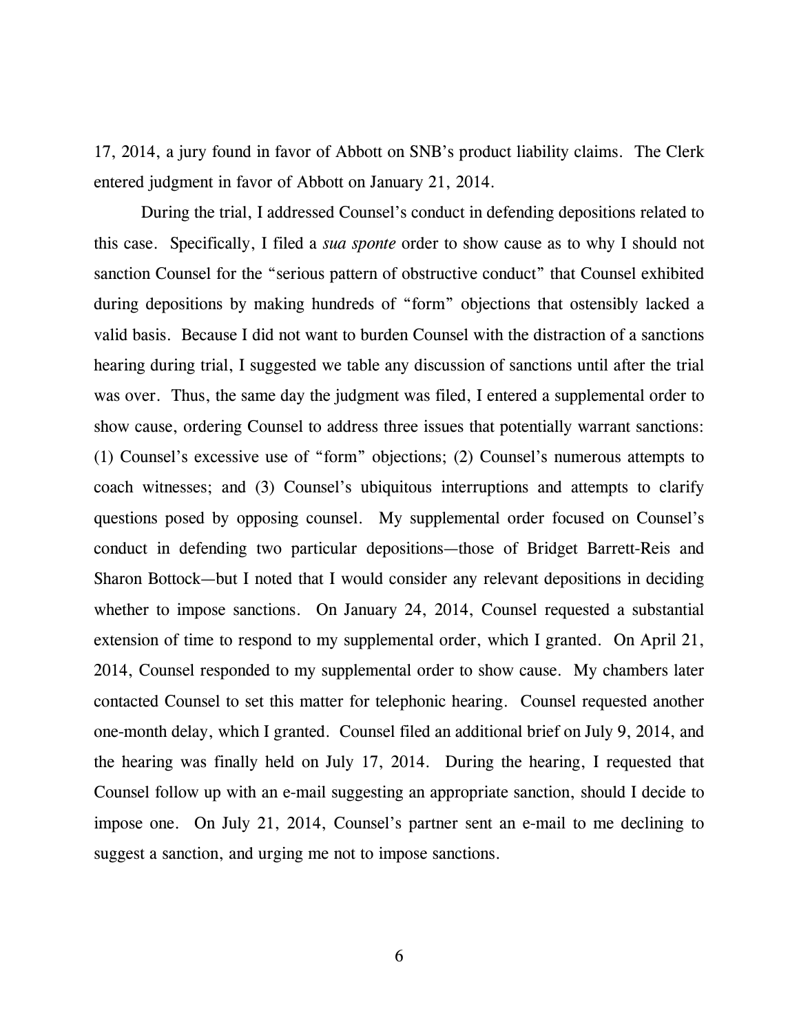17, 2014, a jury found in favor of Abbott on SNB's product liability claims. The Clerk entered judgment in favor of Abbott on January 21, 2014.

During the trial, I addressed Counsel's conduct in defending depositions related to this case. Specifically, I filed a *sua sponte* order to show cause as to why I should not sanction Counsel for the "serious pattern of obstructive conduct" that Counsel exhibited during depositions by making hundreds of "form" objections that ostensibly lacked a valid basis. Because I did not want to burden Counsel with the distraction of a sanctions hearing during trial, I suggested we table any discussion of sanctions until after the trial was over. Thus, the same day the judgment was filed, I entered a supplemental order to show cause, ordering Counsel to address three issues that potentially warrant sanctions: (1) Counsel's excessive use of "form" objections; (2) Counsel's numerous attempts to coach witnesses; and (3) Counsel's ubiquitous interruptions and attempts to clarify questions posed by opposing counsel. My supplemental order focused on Counsel's conduct in defending two particular depositions—those of Bridget Barrett-Reis and Sharon Bottock—but I noted that I would consider any relevant depositions in deciding whether to impose sanctions. On January 24, 2014, Counsel requested a substantial extension of time to respond to my supplemental order, which I granted. On April 21, 2014, Counsel responded to my supplemental order to show cause. My chambers later contacted Counsel to set this matter for telephonic hearing. Counsel requested another one-month delay, which I granted. Counsel filed an additional brief on July 9, 2014, and the hearing was finally held on July 17, 2014. During the hearing, I requested that Counsel follow up with an e-mail suggesting an appropriate sanction, should I decide to impose one. On July 21, 2014, Counsel's partner sent an e-mail to me declining to suggest a sanction, and urging me not to impose sanctions.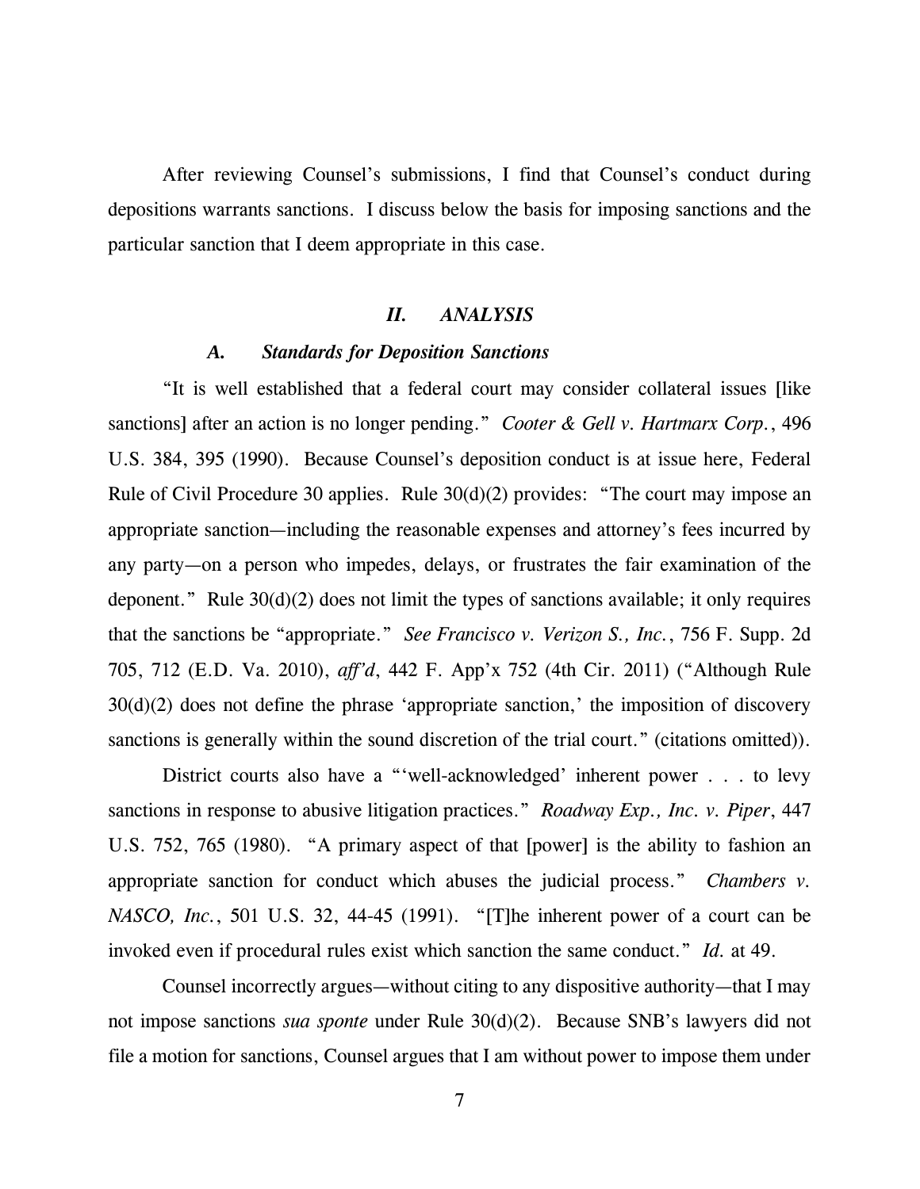After reviewing Counsel's submissions, I find that Counsel's conduct during depositions warrants sanctions. I discuss below the basis for imposing sanctions and the particular sanction that I deem appropriate in this case.

## *II. ANALYSIS*

### *A. Standards for Deposition Sanctions*

"It is well established that a federal court may consider collateral issues [like sanctions] after an action is no longer pending." *Cooter & Gell v. Hartmarx Corp.*, 496 U.S. 384, 395 (1990). Because Counsel's deposition conduct is at issue here, Federal Rule of Civil Procedure 30 applies. Rule 30(d)(2) provides: "The court may impose an appropriate sanction—including the reasonable expenses and attorney's fees incurred by any party—on a person who impedes, delays, or frustrates the fair examination of the deponent." Rule 30(d)(2) does not limit the types of sanctions available; it only requires that the sanctions be "appropriate." *See Francisco v. Verizon S., Inc.*, 756 F. Supp. 2d 705, 712 (E.D. Va. 2010), *aff'd*, 442 F. App'x 752 (4th Cir. 2011) ("Although Rule 30(d)(2) does not define the phrase 'appropriate sanction,' the imposition of discovery sanctions is generally within the sound discretion of the trial court." (citations omitted)).

District courts also have a "'well-acknowledged' inherent power . . . to levy sanctions in response to abusive litigation practices." *Roadway Exp., Inc. v. Piper*, 447 U.S. 752, 765 (1980). "A primary aspect of that [power] is the ability to fashion an appropriate sanction for conduct which abuses the judicial process." *Chambers v. NASCO, Inc.*, 501 U.S. 32, 44-45 (1991). "[T]he inherent power of a court can be invoked even if procedural rules exist which sanction the same conduct." *Id.* at 49.

Counsel incorrectly argues—without citing to any dispositive authority—that I may not impose sanctions *sua sponte* under Rule 30(d)(2). Because SNB's lawyers did not file a motion for sanctions, Counsel argues that I am without power to impose them under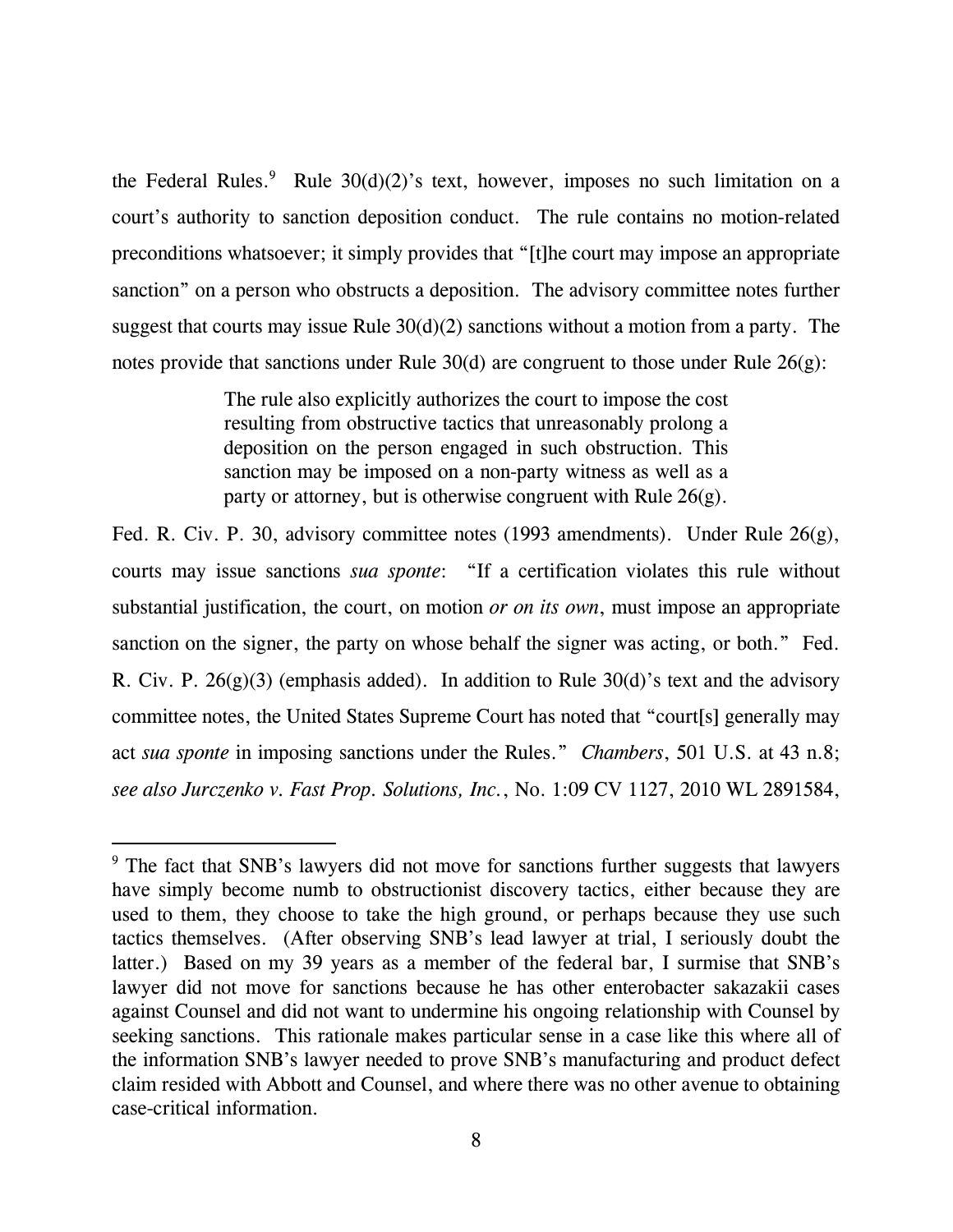the Federal Rules.[9] Rule 30(d)(2)'s text, however, imposes no such limitation on a court's authority to sanction deposition conduct. The rule contains no motion-related preconditions whatsoever; it simply provides that "[t]he court may impose an appropriate sanction" on a person who obstructs a deposition. The advisory committee notes further suggest that courts may issue Rule 30(d)(2) sanctions without a motion from a party. The notes provide that sanctions under Rule 30(d) are congruent to those under Rule 26(g):

> The rule also explicitly authorizes the court to impose the cost resulting from obstructive tactics that unreasonably prolong a deposition on the person engaged in such obstruction. This sanction may be imposed on a non-party witness as well as a party or attorney, but is otherwise congruent with Rule 26(g).

Fed. R. Civ. P. 30, advisory committee notes (1993 amendments). Under Rule 26(g), courts may issue sanctions *sua sponte*: "If a certification violates this rule without substantial justification, the court, on motion *or on its own*, must impose an appropriate sanction on the signer, the party on whose behalf the signer was acting, or both." Fed. R. Civ. P. 26(g)(3) (emphasis added). In addition to Rule 30(d)'s text and the advisory committee notes, the United States Supreme Court has noted that "court[s] generally may act *sua sponte* in imposing sanctions under the Rules." *Chambers*, 501 U.S. at 43 n.8; *see also Jurczenko v. Fast Prop. Solutions, Inc.*, No. 1:09 CV 1127, 2010 WL 2891584,

---

[9] The fact that SNB's lawyers did not move for sanctions further suggests that lawyers have simply become numb to obstructionist discovery tactics, either because they are used to them, they choose to take the high ground, or perhaps because they use such tactics themselves. (After observing SNB's lead lawyer at trial, I seriously doubt the latter.) Based on my 39 years as a member of the federal bar, I surmise that SNB's lawyer did not move for sanctions because he has other enterobacter sakazakii cases against Counsel and did not want to undermine his ongoing relationship with Counsel by seeking sanctions. This rationale makes particular sense in a case like this where all of the information SNB's lawyer needed to prove SNB's manufacturing and product defect claim resided with Abbott and Counsel, and where there was no other avenue to obtaining case-critical information.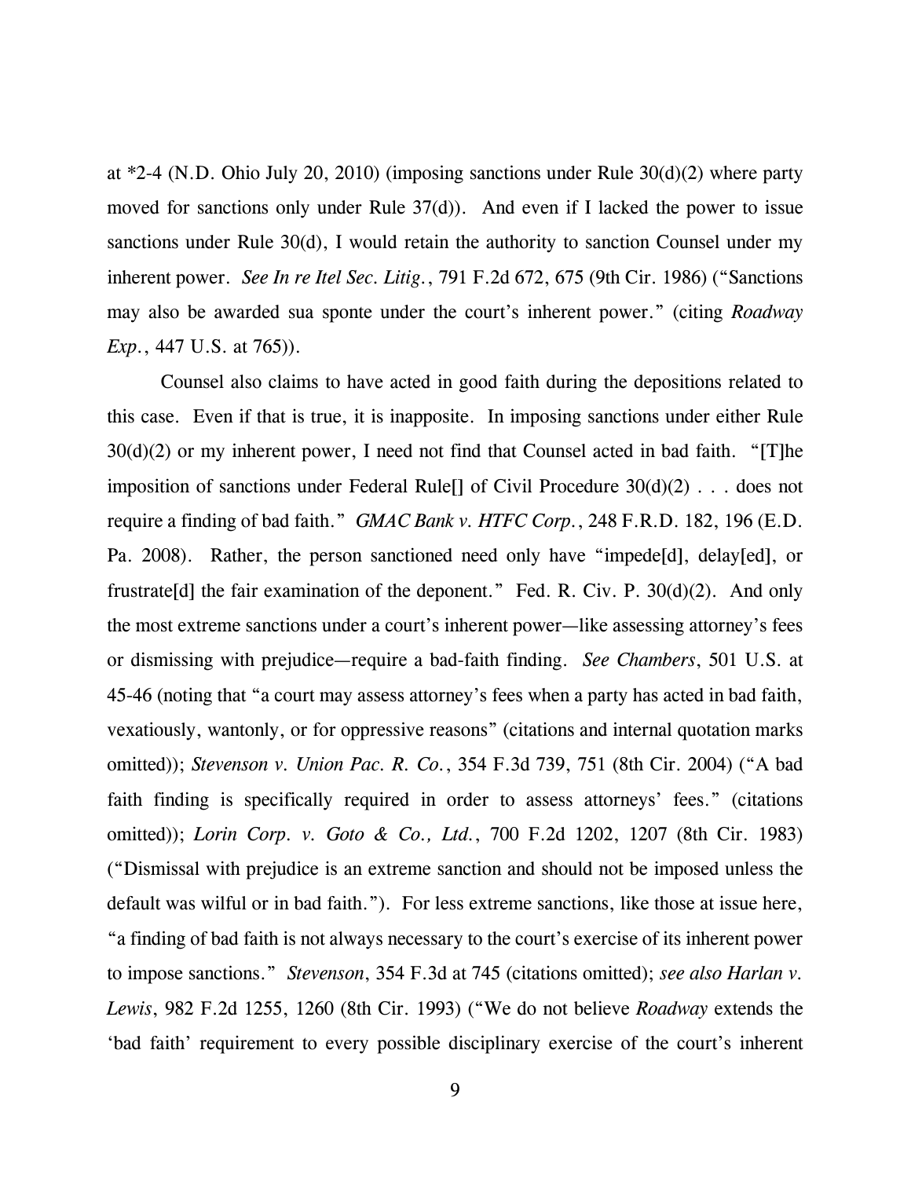at *2-4 (N.D. Ohio July 20, 2010) (imposing sanctions under Rule 30(d)(2) where party moved for sanctions only under Rule 37(d)). And even if I lacked the power to issue sanctions under Rule 30(d), I would retain the authority to sanction Counsel under my inherent power. *See In re Itel Sec. Litig.*, 791 F.2d 672, 675 (9th Cir. 1986) ("Sanctions may also be awarded sua sponte under the court's inherent power." (citing *Roadway Exp.*, 447 U.S. at 765)).

Counsel also claims to have acted in good faith during the depositions related to this case. Even if that is true, it is inapposite. In imposing sanctions under either Rule 30(d)(2) or my inherent power, I need not find that Counsel acted in bad faith. "[T]he imposition of sanctions under Federal Rule[] of Civil Procedure 30(d)(2) . . . does not require a finding of bad faith." *GMAC Bank v. HTFC Corp.*, 248 F.R.D. 182, 196 (E.D. Pa. 2008). Rather, the person sanctioned need only have "impede[d], delay[ed], or frustrate[d] the fair examination of the deponent." Fed. R. Civ. P. 30(d)(2). And only the most extreme sanctions under a court's inherent power—like assessing attorney's fees or dismissing with prejudice—require a bad-faith finding. *See Chambers*, 501 U.S. at 45-46 (noting that "a court may assess attorney's fees when a party has acted in bad faith, vexatiously, wantonly, or for oppressive reasons" (citations and internal quotation marks omitted)); *Stevenson v. Union Pac. R. Co.*, 354 F.3d 739, 751 (8th Cir. 2004) ("A bad faith finding is specifically required in order to assess attorneys' fees." (citations omitted)); *Lorin Corp. v. Goto & Co., Ltd.*, 700 F.2d 1202, 1207 (8th Cir. 1983) ("Dismissal with prejudice is an extreme sanction and should not be imposed unless the default was wilful or in bad faith."). For less extreme sanctions, like those at issue here, "a finding of bad faith is not always necessary to the court's exercise of its inherent power to impose sanctions." *Stevenson*, 354 F.3d at 745 (citations omitted); *see also Harlan v. Lewis*, 982 F.2d 1255, 1260 (8th Cir. 1993) ("We do not believe *Roadway* extends the 'bad faith' requirement to every possible disciplinary exercise of the court's inherent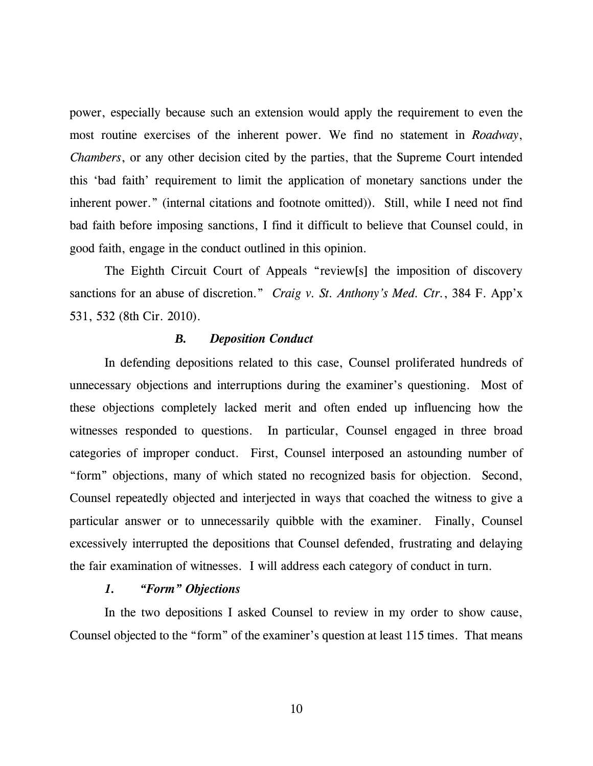power, especially because such an extension would apply the requirement to even the most routine exercises of the inherent power. We find no statement in *Roadway*, *Chambers*, or any other decision cited by the parties, that the Supreme Court intended this 'bad faith' requirement to limit the application of monetary sanctions under the inherent power." (internal citations and footnote omitted)). Still, while I need not find bad faith before imposing sanctions, I find it difficult to believe that Counsel could, in good faith, engage in the conduct outlined in this opinion.

The Eighth Circuit Court of Appeals "review[s] the imposition of discovery sanctions for an abuse of discretion." *Craig v. St. Anthony's Med. Ctr.*, 384 F. App'x 531, 532 (8th Cir. 2010).

### *B. Deposition Conduct*

In defending depositions related to this case, Counsel proliferated hundreds of unnecessary objections and interruptions during the examiner's questioning. Most of these objections completely lacked merit and often ended up influencing how the witnesses responded to questions. In particular, Counsel engaged in three broad categories of improper conduct. First, Counsel interposed an astounding number of "form" objections, many of which stated no recognized basis for objection. Second, Counsel repeatedly objected and interjected in ways that coached the witness to give a particular answer or to unnecessarily quibble with the examiner. Finally, Counsel excessively interrupted the depositions that Counsel defended, frustrating and delaying the fair examination of witnesses. I will address each category of conduct in turn.

#### *1. "Form" Objections*

In the two depositions I asked Counsel to review in my order to show cause, Counsel objected to the "form" of the examiner's question at least 115 times. That means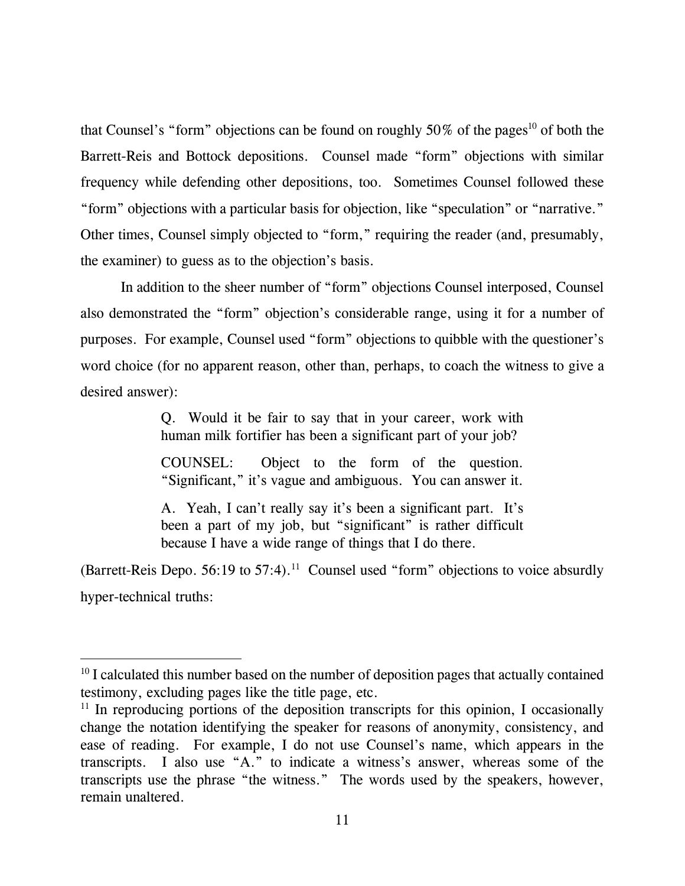that Counsel's "form" objections can be found on roughly 50% of the pages[10] of both the Barrett-Reis and Bottock depositions. Counsel made "form" objections with similar frequency while defending other depositions, too. Sometimes Counsel followed these "form" objections with a particular basis for objection, like "speculation" or "narrative." Other times, Counsel simply objected to "form," requiring the reader (and, presumably, the examiner) to guess as to the objection's basis.

In addition to the sheer number of "form" objections Counsel interposed, Counsel also demonstrated the "form" objection's considerable range, using it for a number of purposes. For example, Counsel used "form" objections to quibble with the questioner's word choice (for no apparent reason, other than, perhaps, to coach the witness to give a desired answer):

> Q. Would it be fair to say that in your career, work with human milk fortifier has been a significant part of your job?
>
> COUNSEL: Object to the form of the question. "Significant," it's vague and ambiguous. You can answer it.
>
> A. Yeah, I can't really say it's been a significant part. It's been a part of my job, but "significant" is rather difficult because I have a wide range of things that I do there.

(Barrett-Reis Depo. 56:19 to 57:4).[11] Counsel used "form" objections to voice absurdly hyper-technical truths:

---

[10] I calculated this number based on the number of deposition pages that actually contained testimony, excluding pages like the title page, etc.

[11] In reproducing portions of the deposition transcripts for this opinion, I occasionally change the notation identifying the speaker for reasons of anonymity, consistency, and ease of reading. For example, I do not use Counsel's name, which appears in the transcripts. I also use "A." to indicate a witness's answer, whereas some of the transcripts use the phrase "the witness." The words used by the speakers, however, remain unaltered.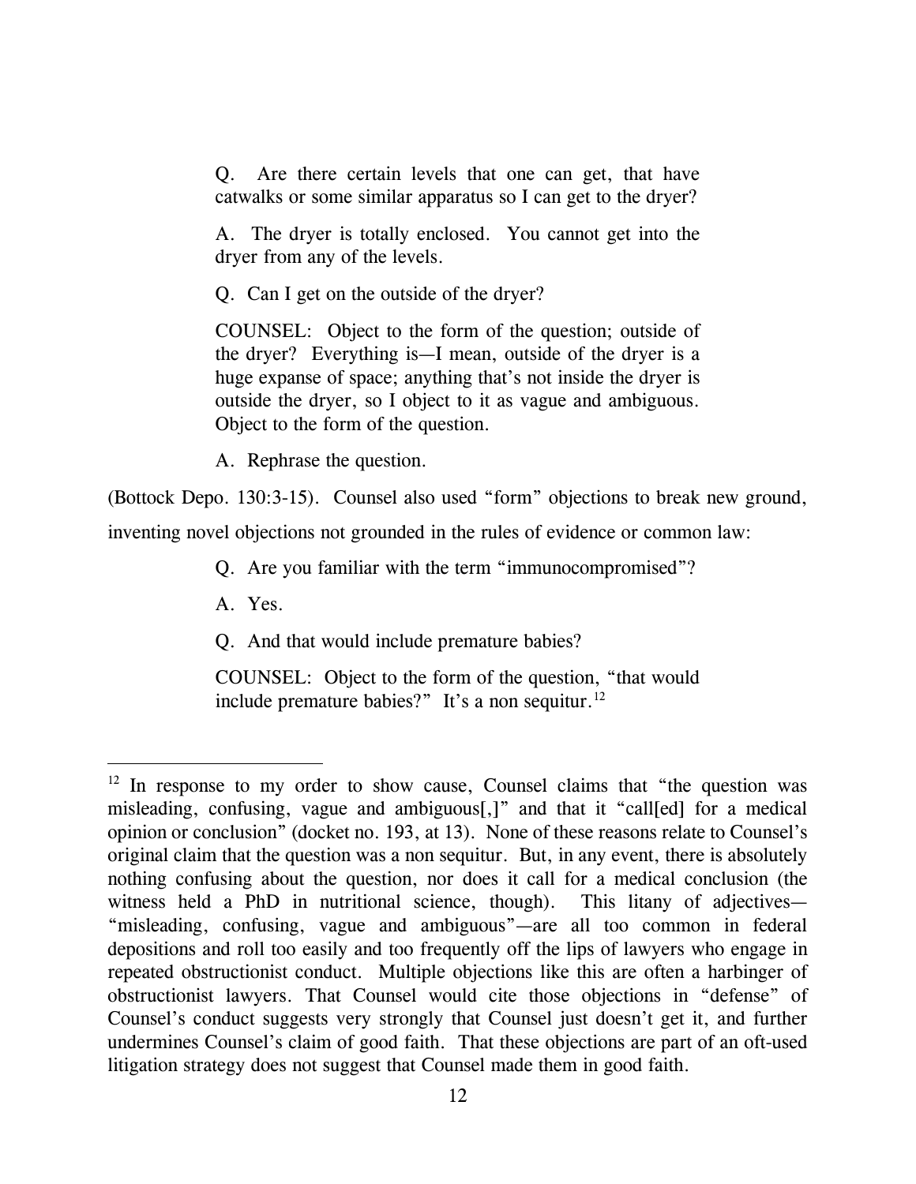> Q. Are there certain levels that one can get, that have catwalks or some similar apparatus so I can get to the dryer?
>
> A. The dryer is totally enclosed. You cannot get into the dryer from any of the levels.
>
> Q. Can I get on the outside of the dryer?
>
> COUNSEL: Object to the form of the question; outside of the dryer? Everything is—I mean, outside of the dryer is a huge expanse of space; anything that's not inside the dryer is outside the dryer, so I object to it as vague and ambiguous. Object to the form of the question.
>
> A. Rephrase the question.

(Bottock Depo. 130:3-15). Counsel also used "form" objections to break new ground, inventing novel objections not grounded in the rules of evidence or common law:

> Q. Are you familiar with the term "immunocompromised"?
>
> A. Yes.
>
> Q. And that would include premature babies?
>
> COUNSEL: Object to the form of the question, "that would include premature babies?" It's a non sequitur.[12]

---

[12] In response to my order to show cause, Counsel claims that "the question was misleading, confusing, vague and ambiguous[,]" and that it "call[ed] for a medical opinion or conclusion" (docket no. 193, at 13). None of these reasons relate to Counsel's original claim that the question was a non sequitur. But, in any event, there is absolutely nothing confusing about the question, nor does it call for a medical conclusion (the witness held a PhD in nutritional science, though). This litany of adjectives—"misleading, confusing, vague and ambiguous"—are all too common in federal depositions and roll too easily and too frequently off the lips of lawyers who engage in repeated obstructionist conduct. Multiple objections like this are often a harbinger of obstructionist lawyers. That Counsel would cite those objections in "defense" of Counsel's conduct suggests very strongly that Counsel just doesn't get it, and further undermines Counsel's claim of good faith. That these objections are part of an oft-used litigation strategy does not suggest that Counsel made them in good faith.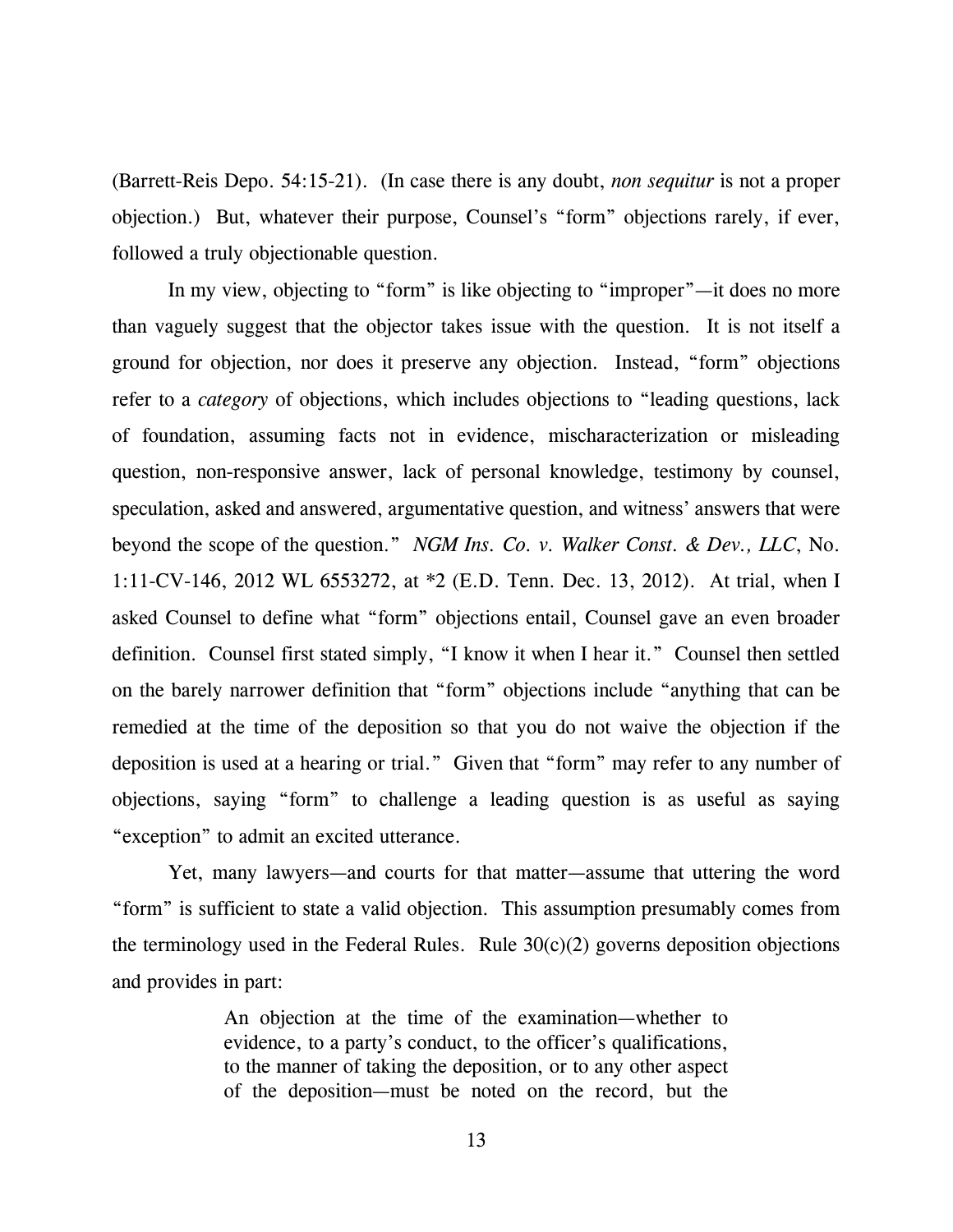(Barrett-Reis Depo. 54:15-21). (In case there is any doubt, *non sequitur* is not a proper objection.) But, whatever their purpose, Counsel's "form" objections rarely, if ever, followed a truly objectionable question.

In my view, objecting to "form" is like objecting to "improper"—it does no more than vaguely suggest that the objector takes issue with the question. It is not itself a ground for objection, nor does it preserve any objection. Instead, "form" objections refer to a *category* of objections, which includes objections to "leading questions, lack of foundation, assuming facts not in evidence, mischaracterization or misleading question, non-responsive answer, lack of personal knowledge, testimony by counsel, speculation, asked and answered, argumentative question, and witness' answers that were beyond the scope of the question." *NGM Ins. Co. v. Walker Const. & Dev., LLC*, No. 1:11-CV-146, 2012 WL 6553272, at *2 (E.D. Tenn. Dec. 13, 2012). At trial, when I asked Counsel to define what "form" objections entail, Counsel gave an even broader definition. Counsel first stated simply, "I know it when I hear it." Counsel then settled on the barely narrower definition that "form" objections include "anything that can be remedied at the time of the deposition so that you do not waive the objection if the deposition is used at a hearing or trial." Given that "form" may refer to any number of objections, saying "form" to challenge a leading question is as useful as saying "exception" to admit an excited utterance.

Yet, many lawyers—and courts for that matter—assume that uttering the word "form" is sufficient to state a valid objection. This assumption presumably comes from the terminology used in the Federal Rules. Rule 30(c)(2) governs deposition objections and provides in part:

> An objection at the time of the examination—whether to evidence, to a party's conduct, to the officer's qualifications, to the manner of taking the deposition, or to any other aspect of the deposition—must be noted on the record, but the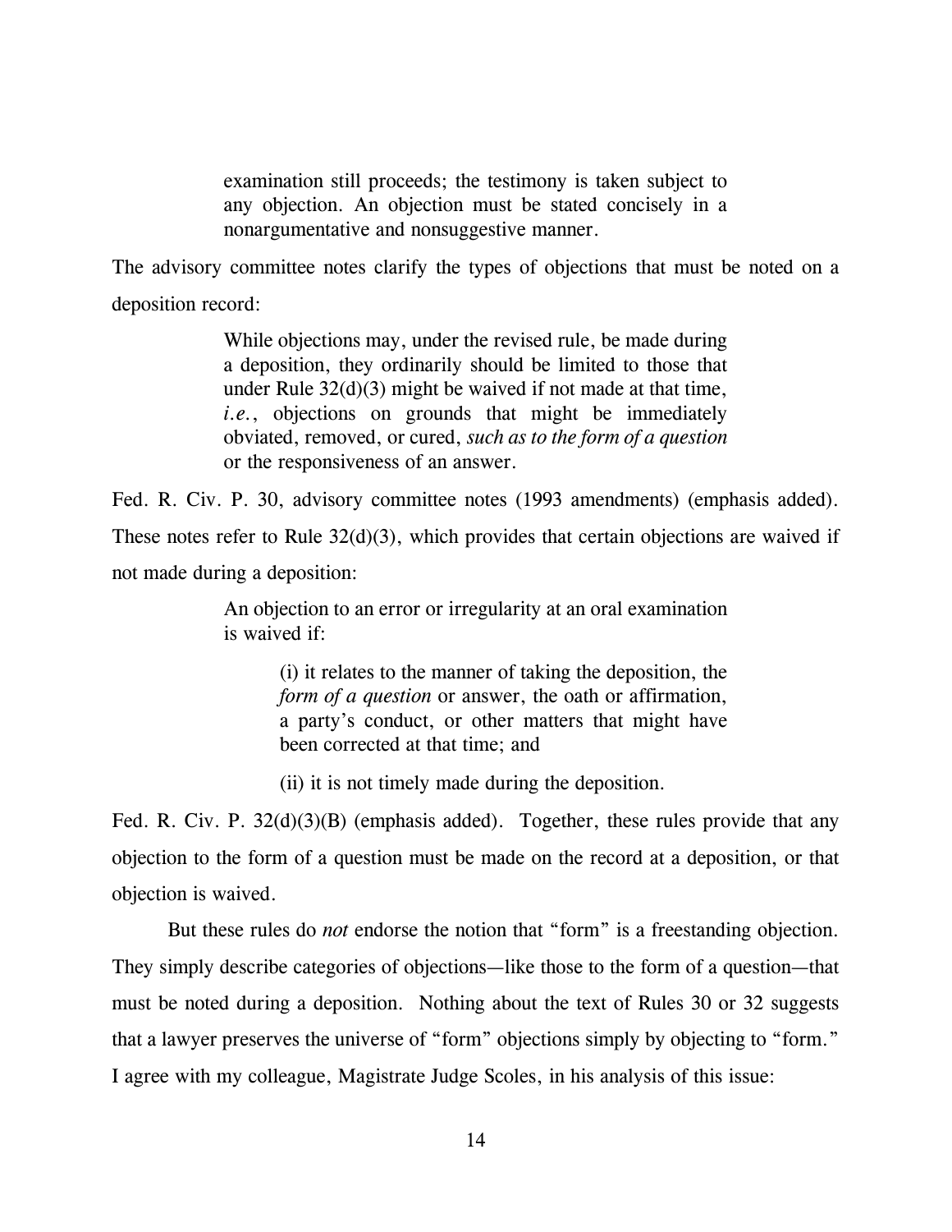> examination still proceeds; the testimony is taken subject to any objection. An objection must be stated concisely in a nonargumentative and nonsuggestive manner.

The advisory committee notes clarify the types of objections that must be noted on a deposition record:

> While objections may, under the revised rule, be made during a deposition, they ordinarily should be limited to those that under Rule 32(d)(3) might be waived if not made at that time, *i.e.*, objections on grounds that might be immediately obviated, removed, or cured, *such as to the form of a question* or the responsiveness of an answer.

Fed. R. Civ. P. 30, advisory committee notes (1993 amendments) (emphasis added). These notes refer to Rule 32(d)(3), which provides that certain objections are waived if not made during a deposition:

> An objection to an error or irregularity at an oral examination is waived if:
>
> > (i) it relates to the manner of taking the deposition, the *form of a question* or answer, the oath or affirmation, a party's conduct, or other matters that might have been corrected at that time; and
> >
> > (ii) it is not timely made during the deposition.

Fed. R. Civ. P. 32(d)(3)(B) (emphasis added). Together, these rules provide that any objection to the form of a question must be made on the record at a deposition, or that objection is waived.

But these rules do *not* endorse the notion that "form" is a freestanding objection. They simply describe categories of objections—like those to the form of a question—that must be noted during a deposition. Nothing about the text of Rules 30 or 32 suggests that a lawyer preserves the universe of "form" objections simply by objecting to "form." I agree with my colleague, Magistrate Judge Scoles, in his analysis of this issue: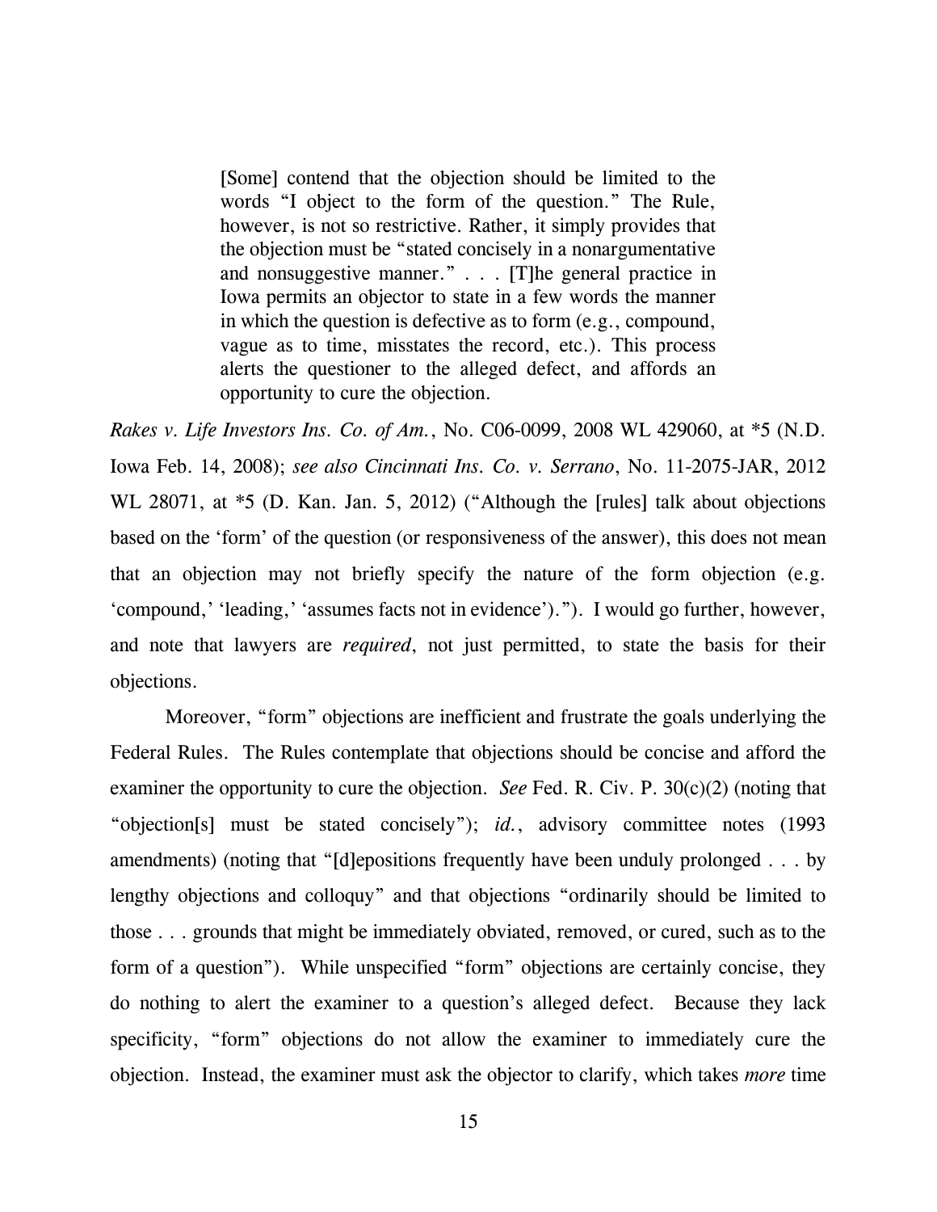> [Some] contend that the objection should be limited to the words "I object to the form of the question." The Rule, however, is not so restrictive. Rather, it simply provides that the objection must be "stated concisely in a nonargumentative and nonsuggestive manner." . . . [T]he general practice in Iowa permits an objector to state in a few words the manner in which the question is defective as to form (e.g., compound, vague as to time, misstates the record, etc.). This process alerts the questioner to the alleged defect, and affords an opportunity to cure the objection.

*Rakes v. Life Investors Ins. Co. of Am.*, No. C06-0099, 2008 WL 429060, at *5 (N.D. Iowa Feb. 14, 2008); *see also Cincinnati Ins. Co. v. Serrano*, No. 11-2075-JAR, 2012 WL 28071, at *5 (D. Kan. Jan. 5, 2012) ("Although the [rules] talk about objections based on the 'form' of the question (or responsiveness of the answer), this does not mean that an objection may not briefly specify the nature of the form objection (e.g. 'compound,' 'leading,' 'assumes facts not in evidence')."). I would go further, however, and note that lawyers are *required*, not just permitted, to state the basis for their objections.

Moreover, "form" objections are inefficient and frustrate the goals underlying the Federal Rules. The Rules contemplate that objections should be concise and afford the examiner the opportunity to cure the objection. *See* Fed. R. Civ. P. 30(c)(2) (noting that "objection[s] must be stated concisely"); *id.*, advisory committee notes (1993 amendments) (noting that "[d]epositions frequently have been unduly prolonged . . . by lengthy objections and colloquy" and that objections "ordinarily should be limited to those . . . grounds that might be immediately obviated, removed, or cured, such as to the form of a question"). While unspecified "form" objections are certainly concise, they do nothing to alert the examiner to a question's alleged defect. Because they lack specificity, "form" objections do not allow the examiner to immediately cure the objection. Instead, the examiner must ask the objector to clarify, which takes *more* time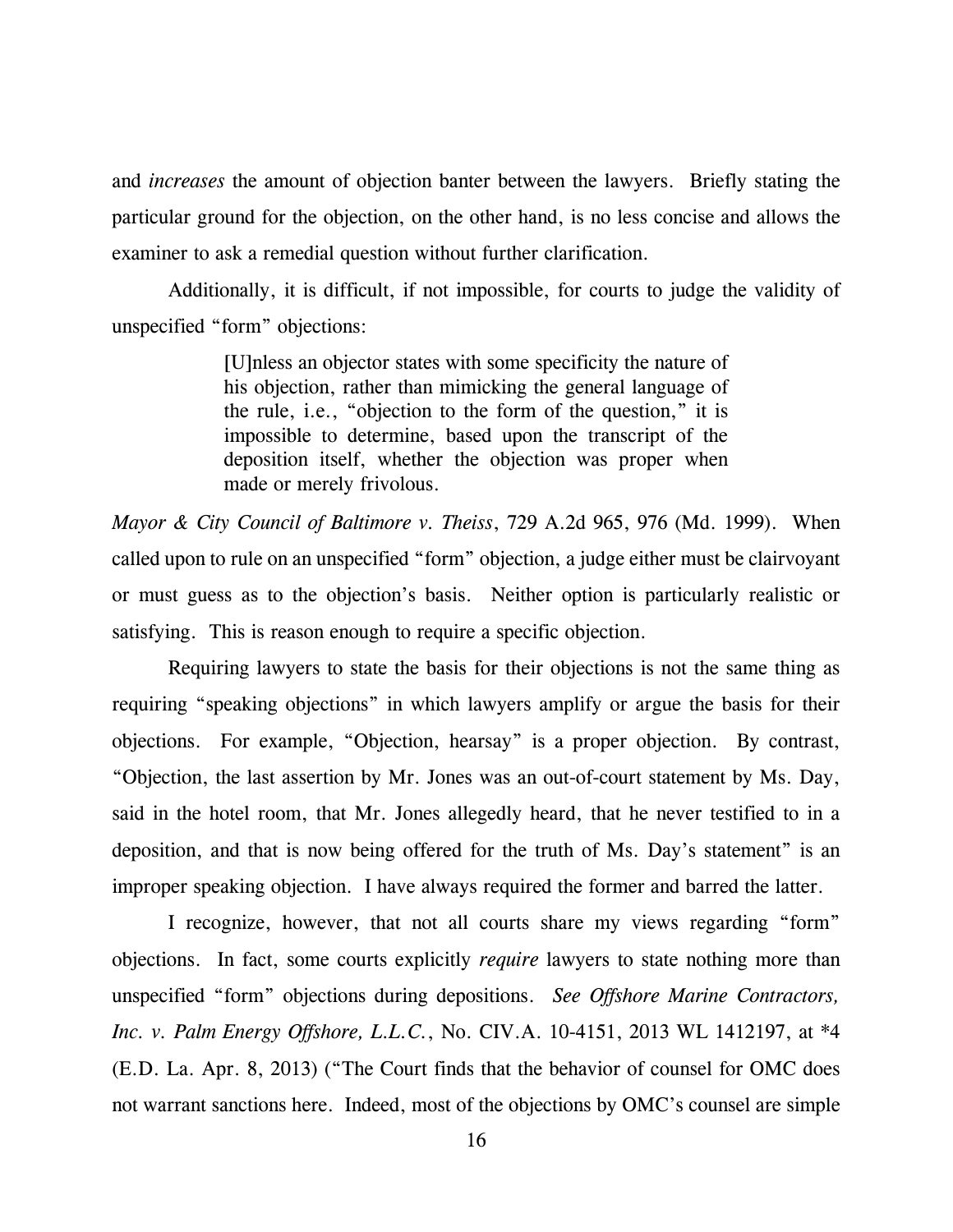and *increases* the amount of objection banter between the lawyers. Briefly stating the particular ground for the objection, on the other hand, is no less concise and allows the examiner to ask a remedial question without further clarification.

Additionally, it is difficult, if not impossible, for courts to judge the validity of unspecified "form" objections:

> [U]nless an objector states with some specificity the nature of his objection, rather than mimicking the general language of the rule, i.e., "objection to the form of the question," it is impossible to determine, based upon the transcript of the deposition itself, whether the objection was proper when made or merely frivolous.

*Mayor & City Council of Baltimore v. Theiss*, 729 A.2d 965, 976 (Md. 1999). When called upon to rule on an unspecified "form" objection, a judge either must be clairvoyant or must guess as to the objection's basis. Neither option is particularly realistic or satisfying. This is reason enough to require a specific objection.

Requiring lawyers to state the basis for their objections is not the same thing as requiring "speaking objections" in which lawyers amplify or argue the basis for their objections. For example, "Objection, hearsay" is a proper objection. By contrast, "Objection, the last assertion by Mr. Jones was an out-of-court statement by Ms. Day, said in the hotel room, that Mr. Jones allegedly heard, that he never testified to in a deposition, and that is now being offered for the truth of Ms. Day's statement" is an improper speaking objection. I have always required the former and barred the latter.

I recognize, however, that not all courts share my views regarding "form" objections. In fact, some courts explicitly *require* lawyers to state nothing more than unspecified "form" objections during depositions. *See Offshore Marine Contractors, Inc. v. Palm Energy Offshore, L.L.C.*, No. CIV.A. 10-4151, 2013 WL 1412197, at *4 (E.D. La. Apr. 8, 2013) ("The Court finds that the behavior of counsel for OMC does not warrant sanctions here. Indeed, most of the objections by OMC's counsel are simple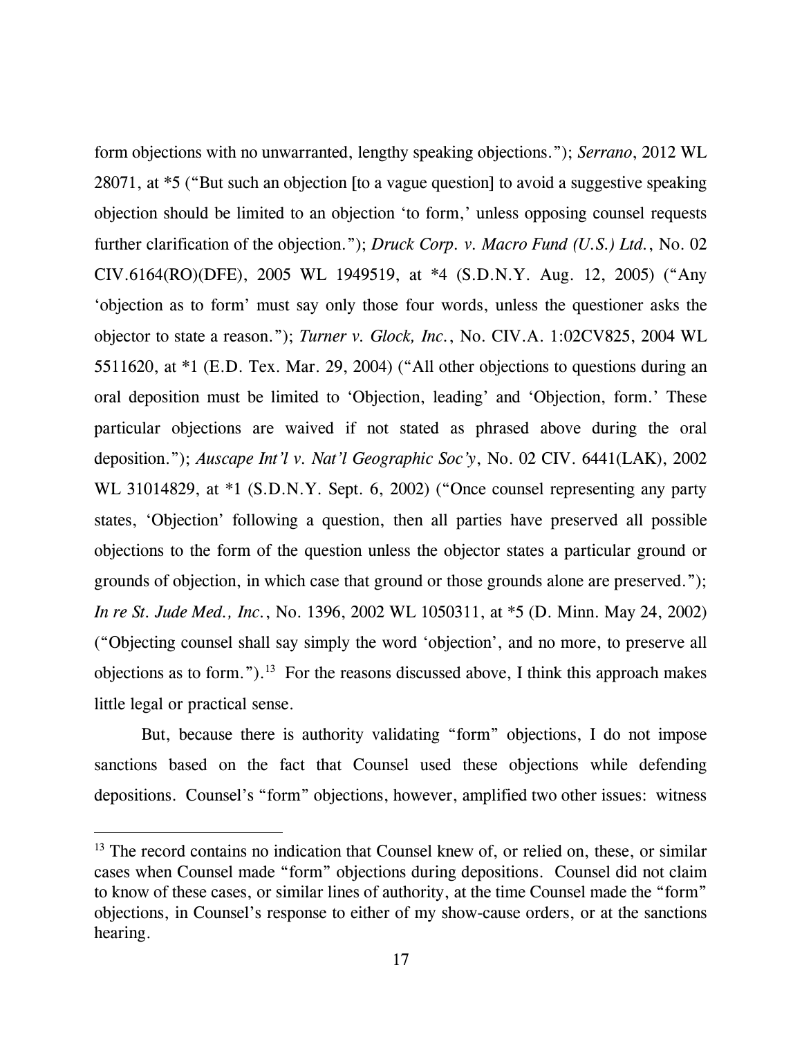form objections with no unwarranted, lengthy speaking objections."); *Serrano*, 2012 WL 28071, at *5 ("But such an objection [to a vague question] to avoid a suggestive speaking objection should be limited to an objection 'to form,' unless opposing counsel requests further clarification of the objection."); *Druck Corp. v. Macro Fund (U.S.) Ltd.*, No. 02 CIV.6164(RO)(DFE), 2005 WL 1949519, at *4 (S.D.N.Y. Aug. 12, 2005) ("Any 'objection as to form' must say only those four words, unless the questioner asks the objector to state a reason."); *Turner v. Glock, Inc.*, No. CIV.A. 1:02CV825, 2004 WL 5511620, at *1 (E.D. Tex. Mar. 29, 2004) ("All other objections to questions during an oral deposition must be limited to 'Objection, leading' and 'Objection, form.' These particular objections are waived if not stated as phrased above during the oral deposition."); *Auscape Int'l v. Nat'l Geographic Soc'y*, No. 02 CIV. 6441(LAK), 2002 WL 31014829, at *1 (S.D.N.Y. Sept. 6, 2002) ("Once counsel representing any party states, 'Objection' following a question, then all parties have preserved all possible objections to the form of the question unless the objector states a particular ground or grounds of objection, in which case that ground or those grounds alone are preserved."); *In re St. Jude Med., Inc.*, No. 1396, 2002 WL 1050311, at *5 (D. Minn. May 24, 2002) ("Objecting counsel shall say simply the word 'objection', and no more, to preserve all objections as to form.").[13] For the reasons discussed above, I think this approach makes little legal or practical sense.

But, because there is authority validating "form" objections, I do not impose sanctions based on the fact that Counsel used these objections while defending depositions. Counsel's "form" objections, however, amplified two other issues: witness

[13] The record contains no indication that Counsel knew of, or relied on, these, or similar cases when Counsel made "form" objections during depositions. Counsel did not claim to know of these cases, or similar lines of authority, at the time Counsel made the "form" objections, in Counsel's response to either of my show-cause orders, or at the sanctions hearing.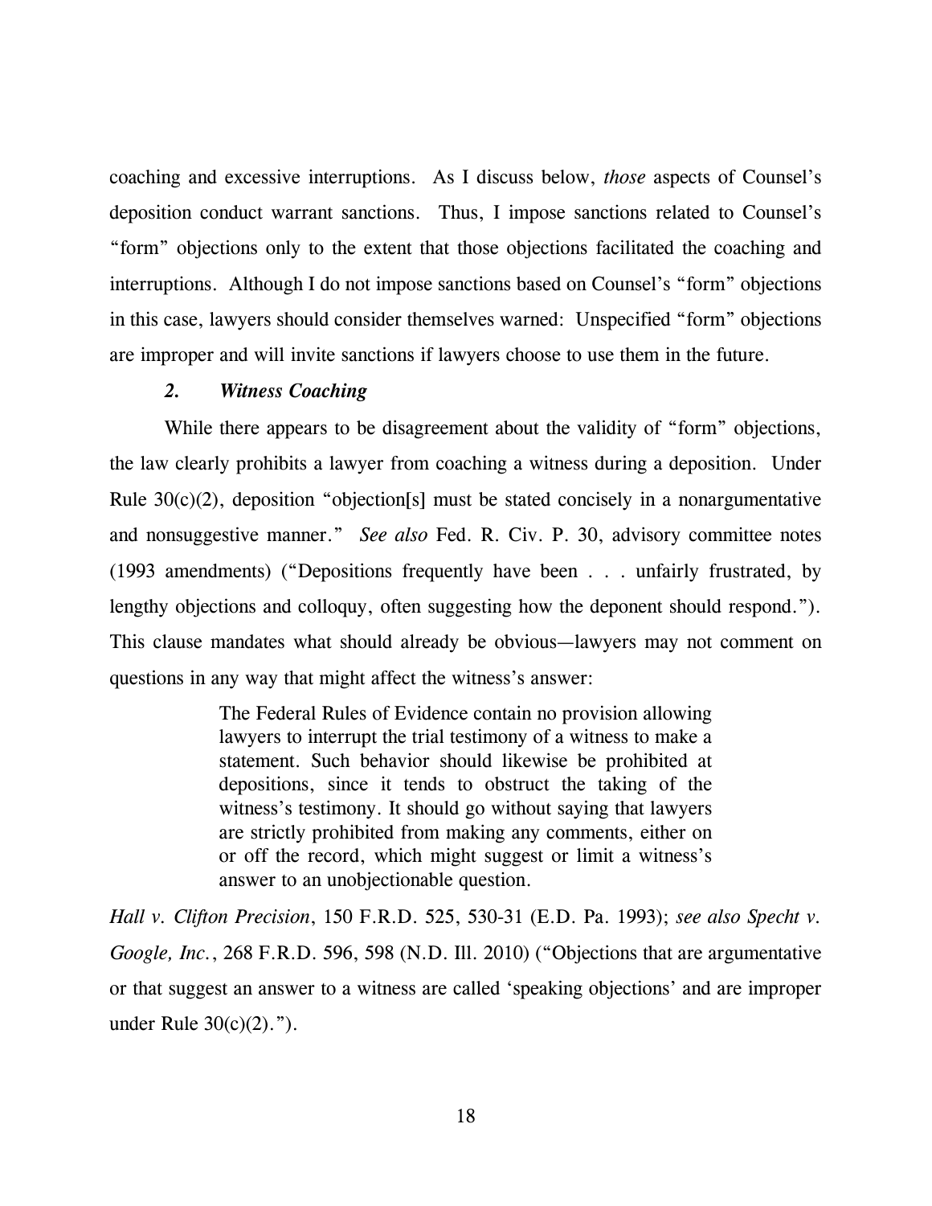coaching and excessive interruptions. As I discuss below, *those* aspects of Counsel's deposition conduct warrant sanctions. Thus, I impose sanctions related to Counsel's "form" objections only to the extent that those objections facilitated the coaching and interruptions. Although I do not impose sanctions based on Counsel's "form" objections in this case, lawyers should consider themselves warned: Unspecified "form" objections are improper and will invite sanctions if lawyers choose to use them in the future.

### *2. Witness Coaching*

While there appears to be disagreement about the validity of "form" objections, the law clearly prohibits a lawyer from coaching a witness during a deposition. Under Rule 30(c)(2), deposition "objection[s] must be stated concisely in a nonargumentative and nonsuggestive manner." *See also* Fed. R. Civ. P. 30, advisory committee notes (1993 amendments) ("Depositions frequently have been . . . unfairly frustrated, by lengthy objections and colloquy, often suggesting how the deponent should respond."). This clause mandates what should already be obvious—lawyers may not comment on questions in any way that might affect the witness's answer:

> The Federal Rules of Evidence contain no provision allowing lawyers to interrupt the trial testimony of a witness to make a statement. Such behavior should likewise be prohibited at depositions, since it tends to obstruct the taking of the witness's testimony. It should go without saying that lawyers are strictly prohibited from making any comments, either on or off the record, which might suggest or limit a witness's answer to an unobjectionable question.

*Hall v. Clifton Precision*, 150 F.R.D. 525, 530-31 (E.D. Pa. 1993); *see also Specht v. Google, Inc.*, 268 F.R.D. 596, 598 (N.D. Ill. 2010) ("Objections that are argumentative or that suggest an answer to a witness are called 'speaking objections' and are improper under Rule 30(c)(2).").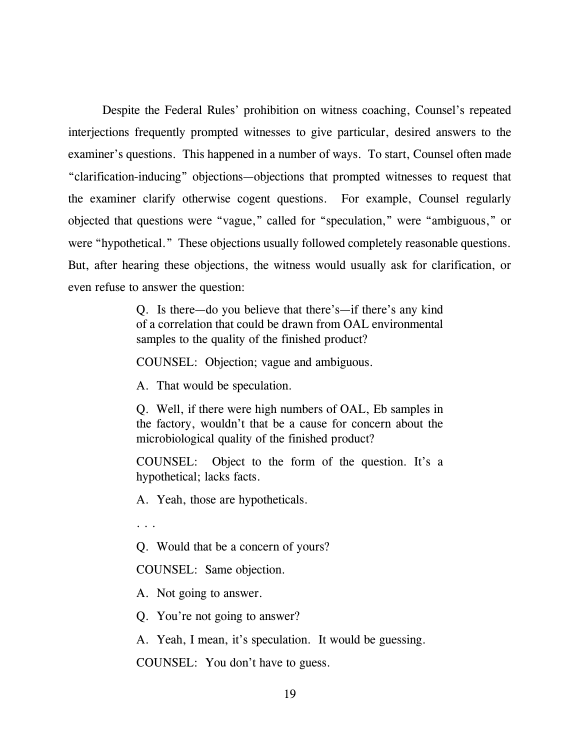Despite the Federal Rules' prohibition on witness coaching, Counsel's repeated interjections frequently prompted witnesses to give particular, desired answers to the examiner's questions. This happened in a number of ways. To start, Counsel often made "clarification-inducing" objections—objections that prompted witnesses to request that the examiner clarify otherwise cogent questions. For example, Counsel regularly objected that questions were "vague," called for "speculation," were "ambiguous," or were "hypothetical." These objections usually followed completely reasonable questions. But, after hearing these objections, the witness would usually ask for clarification, or even refuse to answer the question:

> Q. Is there—do you believe that there's—if there's any kind of a correlation that could be drawn from OAL environmental samples to the quality of the finished product?
>
> COUNSEL: Objection; vague and ambiguous.
>
> A. That would be speculation.
>
> Q. Well, if there were high numbers of OAL, Eb samples in the factory, wouldn't that be a cause for concern about the microbiological quality of the finished product?
>
> COUNSEL: Object to the form of the question. It's a hypothetical; lacks facts.
>
> A. Yeah, those are hypotheticals.
>
> . . .
>
> Q. Would that be a concern of yours?
>
> COUNSEL: Same objection.
>
> A. Not going to answer.
>
> Q. You're not going to answer?
>
> A. Yeah, I mean, it's speculation. It would be guessing.
>
> COUNSEL: You don't have to guess.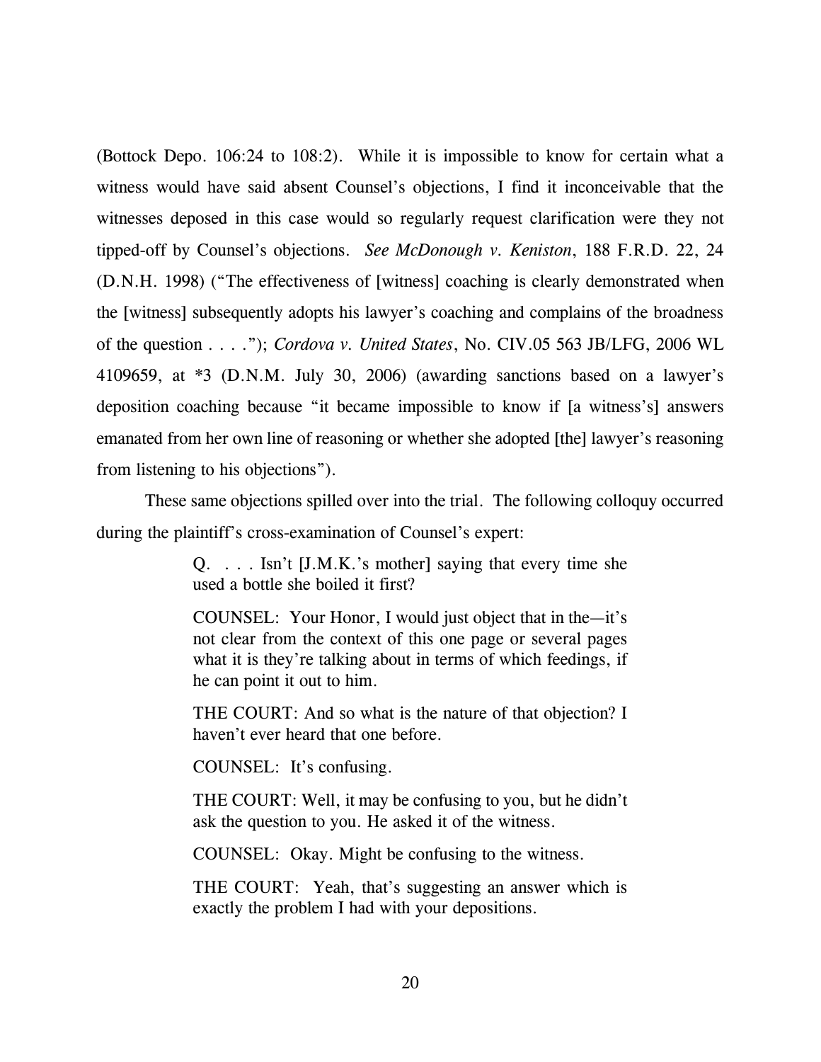(Bottock Depo. 106:24 to 108:2). While it is impossible to know for certain what a witness would have said absent Counsel's objections, I find it inconceivable that the witnesses deposed in this case would so regularly request clarification were they not tipped-off by Counsel's objections. *See McDonough v. Keniston*, 188 F.R.D. 22, 24 (D.N.H. 1998) ("The effectiveness of [witness] coaching is clearly demonstrated when the [witness] subsequently adopts his lawyer's coaching and complains of the broadness of the question . . . ."); *Cordova v. United States*, No. CIV.05 563 JB/LFG, 2006 WL 4109659, at *3 (D.N.M. July 30, 2006) (awarding sanctions based on a lawyer's deposition coaching because "it became impossible to know if [a witness's] answers emanated from her own line of reasoning or whether she adopted [the] lawyer's reasoning from listening to his objections").

These same objections spilled over into the trial. The following colloquy occurred during the plaintiff's cross-examination of Counsel's expert:

> Q. . . . Isn't [J.M.K.'s mother] saying that every time she used a bottle she boiled it first?
>
> COUNSEL: Your Honor, I would just object that in the—it's not clear from the context of this one page or several pages what it is they're talking about in terms of which feedings, if he can point it out to him.
>
> THE COURT: And so what is the nature of that objection? I haven't ever heard that one before.
>
> COUNSEL: It's confusing.
>
> THE COURT: Well, it may be confusing to you, but he didn't ask the question to you. He asked it of the witness.
>
> COUNSEL: Okay. Might be confusing to the witness.
>
> THE COURT: Yeah, that's suggesting an answer which is exactly the problem I had with your depositions.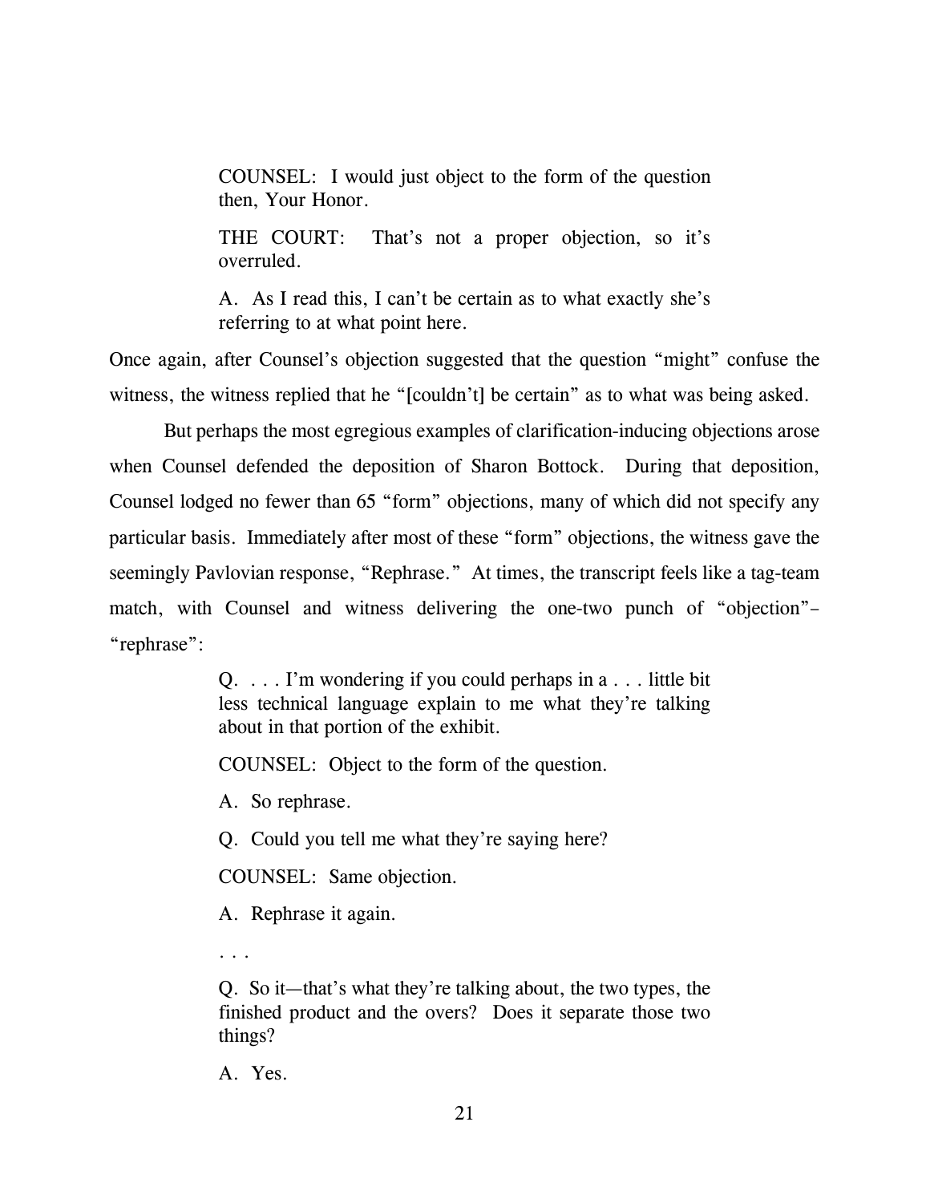> COUNSEL: I would just object to the form of the question then, Your Honor.
>
> THE COURT: That's not a proper objection, so it's overruled.
>
> A. As I read this, I can't be certain as to what exactly she's referring to at what point here.

Once again, after Counsel's objection suggested that the question "might" confuse the witness, the witness replied that he "[couldn't] be certain" as to what was being asked.

But perhaps the most egregious examples of clarification-inducing objections arose when Counsel defended the deposition of Sharon Bottock. During that deposition, Counsel lodged no fewer than 65 "form" objections, many of which did not specify any particular basis. Immediately after most of these "form" objections, the witness gave the seemingly Pavlovian response, "Rephrase." At times, the transcript feels like a tag-team match, with Counsel and witness delivering the one-two punch of "objection"–"rephrase":

> Q. . . . I'm wondering if you could perhaps in a . . . little bit less technical language explain to me what they're talking about in that portion of the exhibit.
>
> COUNSEL: Object to the form of the question.
>
> A. So rephrase.
>
> Q. Could you tell me what they're saying here?
>
> COUNSEL: Same objection.
>
> A. Rephrase it again.
>
> . . .
>
> Q. So it—that's what they're talking about, the two types, the finished product and the overs? Does it separate those two things?
>
> A. Yes.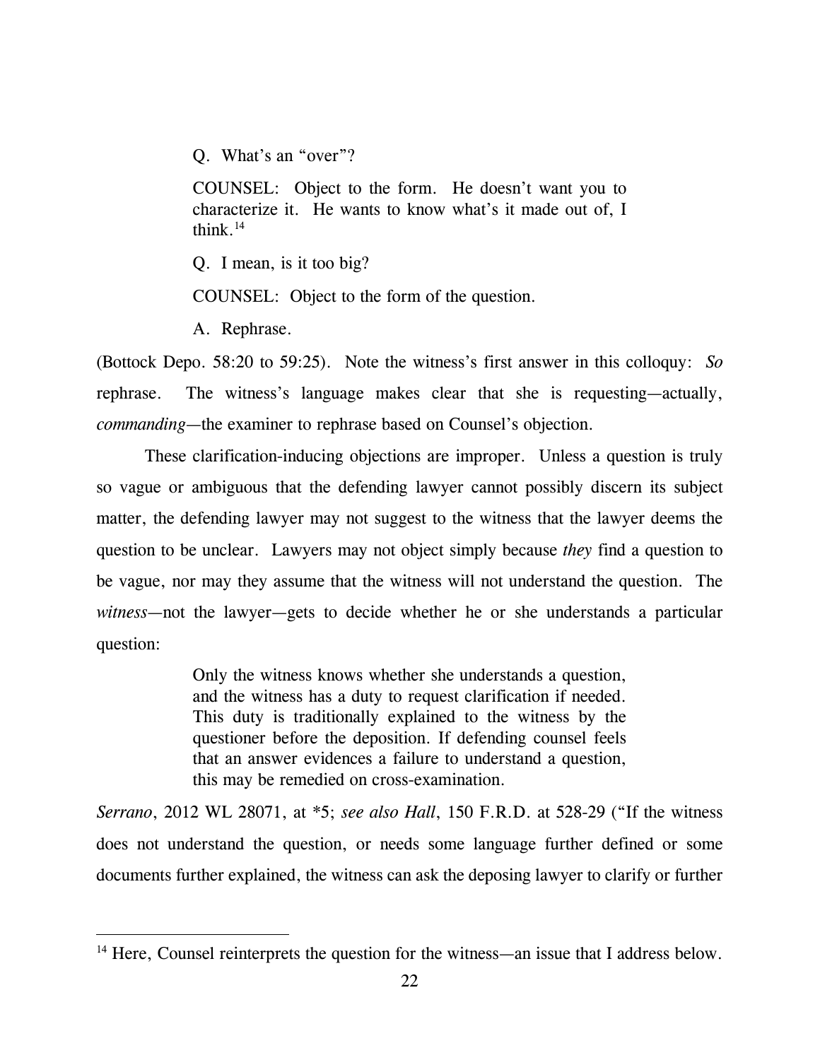> Q. What's an "over"?
>
> COUNSEL: Object to the form. He doesn't want you to characterize it. He wants to know what's it made out of, I think.[14]
>
> Q. I mean, is it too big?
>
> COUNSEL: Object to the form of the question.
>
> A. Rephrase.

(Bottock Depo. 58:20 to 59:25). Note the witness's first answer in this colloquy: *So* rephrase. The witness's language makes clear that she is requesting—actually, *commanding*—the examiner to rephrase based on Counsel's objection.

These clarification-inducing objections are improper. Unless a question is truly so vague or ambiguous that the defending lawyer cannot possibly discern its subject matter, the defending lawyer may not suggest to the witness that the lawyer deems the question to be unclear. Lawyers may not object simply because *they* find a question to be vague, nor may they assume that the witness will not understand the question. The *witness*—not the lawyer—gets to decide whether he or she understands a particular question:

> Only the witness knows whether she understands a question, and the witness has a duty to request clarification if needed. This duty is traditionally explained to the witness by the questioner before the deposition. If defending counsel feels that an answer evidences a failure to understand a question, this may be remedied on cross-examination.

*Serrano*, 2012 WL 28071, at *5; *see also Hall*, 150 F.R.D. at 528-29 ("If the witness does not understand the question, or needs some language further defined or some documents further explained, the witness can ask the deposing lawyer to clarify or further

---

[14] Here, Counsel reinterprets the question for the witness—an issue that I address below.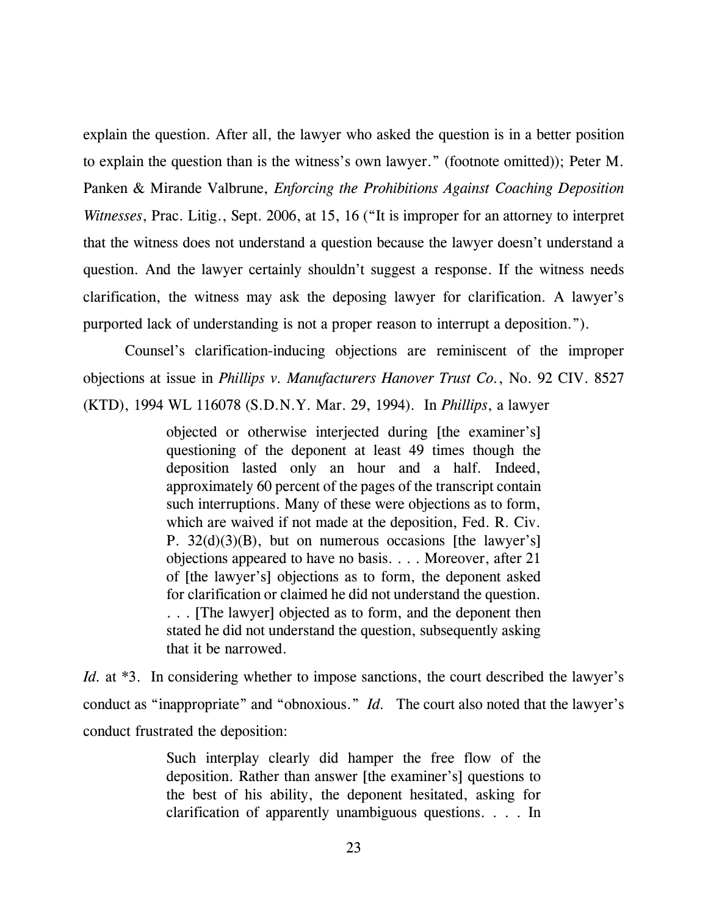explain the question. After all, the lawyer who asked the question is in a better position to explain the question than is the witness's own lawyer." (footnote omitted)); Peter M. Panken & Mirande Valbrune, *Enforcing the Prohibitions Against Coaching Deposition Witnesses*, Prac. Litig., Sept. 2006, at 15, 16 ("It is improper for an attorney to interpret that the witness does not understand a question because the lawyer doesn't understand a question. And the lawyer certainly shouldn't suggest a response. If the witness needs clarification, the witness may ask the deposing lawyer for clarification. A lawyer's purported lack of understanding is not a proper reason to interrupt a deposition.").

Counsel's clarification-inducing objections are reminiscent of the improper objections at issue in *Phillips v. Manufacturers Hanover Trust Co.*, No. 92 CIV. 8527 (KTD), 1994 WL 116078 (S.D.N.Y. Mar. 29, 1994). In *Phillips*, a lawyer

> objected or otherwise interjected during [the examiner's] questioning of the deponent at least 49 times though the deposition lasted only an hour and a half. Indeed, approximately 60 percent of the pages of the transcript contain such interruptions. Many of these were objections as to form, which are waived if not made at the deposition, Fed. R. Civ. P. 32(d)(3)(B), but on numerous occasions [the lawyer's] objections appeared to have no basis. . . . Moreover, after 21 of [the lawyer's] objections as to form, the deponent asked for clarification or claimed he did not understand the question. . . . [The lawyer] objected as to form, and the deponent then stated he did not understand the question, subsequently asking that it be narrowed.

*Id.* at *3. In considering whether to impose sanctions, the court described the lawyer's conduct as "inappropriate" and "obnoxious." *Id.* The court also noted that the lawyer's conduct frustrated the deposition:

> Such interplay clearly did hamper the free flow of the deposition. Rather than answer [the examiner's] questions to the best of his ability, the deponent hesitated, asking for clarification of apparently unambiguous questions. . . . In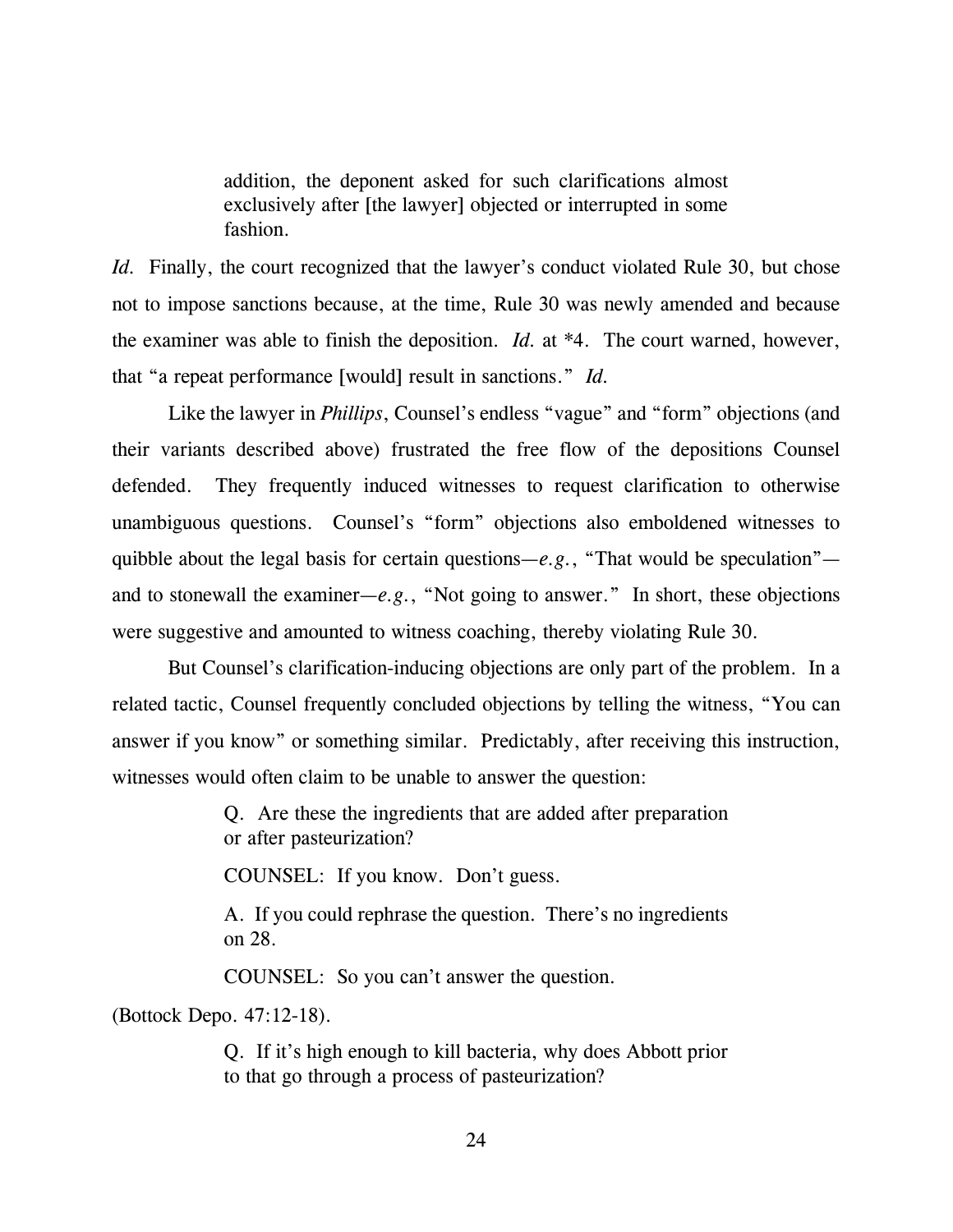> addition, the deponent asked for such clarifications almost exclusively after [the lawyer] objected or interrupted in some fashion.

*Id.* Finally, the court recognized that the lawyer's conduct violated Rule 30, but chose not to impose sanctions because, at the time, Rule 30 was newly amended and because the examiner was able to finish the deposition. *Id.* at *4. The court warned, however, that "a repeat performance [would] result in sanctions." *Id.*

Like the lawyer in *Phillips*, Counsel's endless "vague" and "form" objections (and their variants described above) frustrated the free flow of the depositions Counsel defended. They frequently induced witnesses to request clarification to otherwise unambiguous questions. Counsel's "form" objections also emboldened witnesses to quibble about the legal basis for certain questions—*e.g.*, "That would be speculation"—and to stonewall the examiner—*e.g.*, "Not going to answer." In short, these objections were suggestive and amounted to witness coaching, thereby violating Rule 30.

But Counsel's clarification-inducing objections are only part of the problem. In a related tactic, Counsel frequently concluded objections by telling the witness, "You can answer if you know" or something similar. Predictably, after receiving this instruction, witnesses would often claim to be unable to answer the question:

> Q. Are these the ingredients that are added after preparation or after pasteurization?
>
> COUNSEL: If you know. Don't guess.
>
> A. If you could rephrase the question. There's no ingredients on 28.
>
> COUNSEL: So you can't answer the question.

(Bottock Depo. 47:12-18).

> Q. If it's high enough to kill bacteria, why does Abbott prior to that go through a process of pasteurization?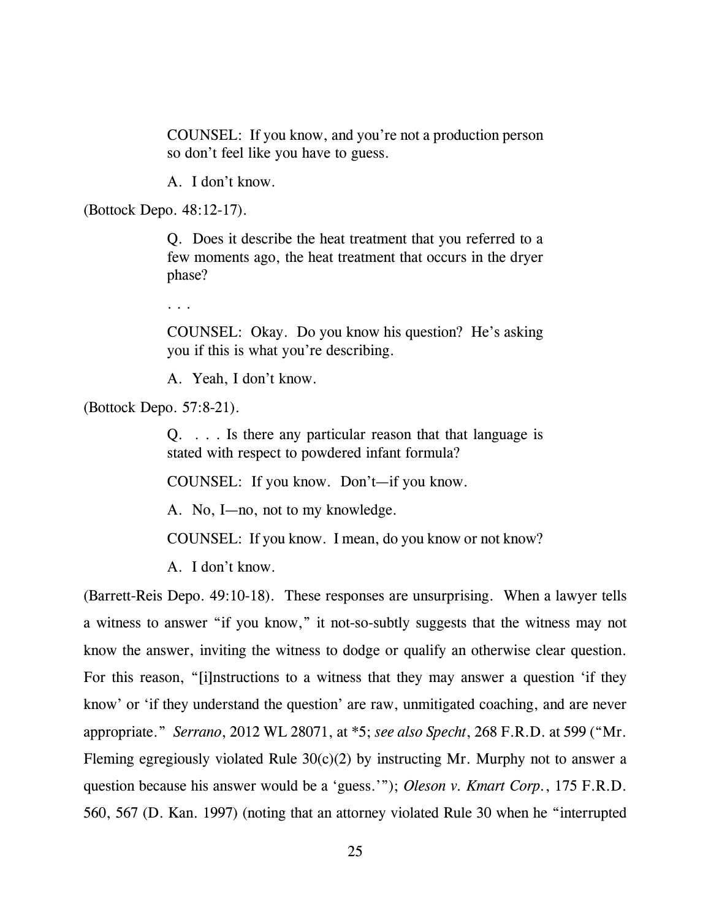> COUNSEL: If you know, and you're not a production person so don't feel like you have to guess.
>
> A. I don't know.

(Bottock Depo. 48:12-17).

> Q. Does it describe the heat treatment that you referred to a few moments ago, the heat treatment that occurs in the dryer phase?
>
> . . .
>
> COUNSEL: Okay. Do you know his question? He's asking you if this is what you're describing.
>
> A. Yeah, I don't know.

(Bottock Depo. 57:8-21).

> Q. . . . Is there any particular reason that that language is stated with respect to powdered infant formula?
>
> COUNSEL: If you know. Don't—if you know.
>
> A. No, I—no, not to my knowledge.
>
> COUNSEL: If you know. I mean, do you know or not know?
>
> A. I don't know.

(Barrett-Reis Depo. 49:10-18). These responses are unsurprising. When a lawyer tells a witness to answer "if you know," it not-so-subtly suggests that the witness may not know the answer, inviting the witness to dodge or qualify an otherwise clear question. For this reason, "[i]nstructions to a witness that they may answer a question 'if they know' or 'if they understand the question' are raw, unmitigated coaching, and are never appropriate." *Serrano*, 2012 WL 28071, at *5; *see also Specht*, 268 F.R.D. at 599 ("Mr. Fleming egregiously violated Rule 30(c)(2) by instructing Mr. Murphy not to answer a question because his answer would be a 'guess.'"); *Oleson v. Kmart Corp.*, 175 F.R.D. 560, 567 (D. Kan. 1997) (noting that an attorney violated Rule 30 when he "interrupted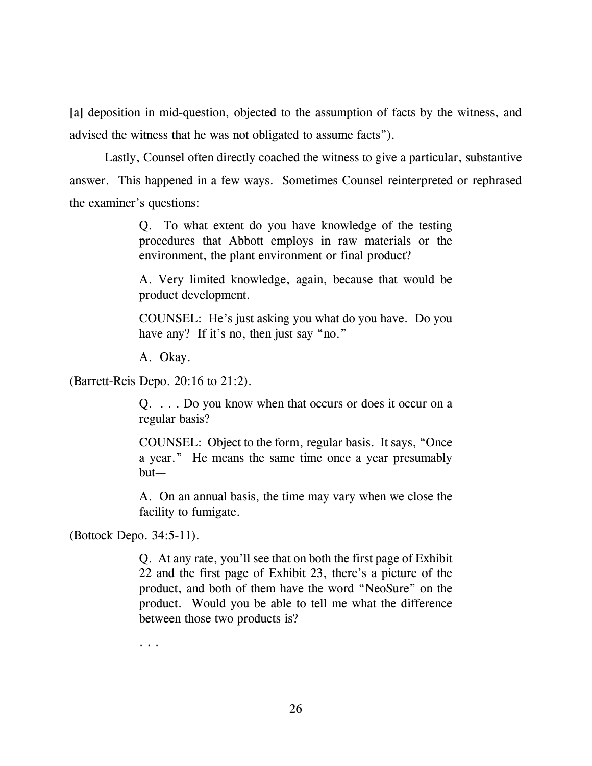[a] deposition in mid-question, objected to the assumption of facts by the witness, and advised the witness that he was not obligated to assume facts").

Lastly, Counsel often directly coached the witness to give a particular, substantive answer. This happened in a few ways. Sometimes Counsel reinterpreted or rephrased the examiner's questions:

> Q. To what extent do you have knowledge of the testing procedures that Abbott employs in raw materials or the environment, the plant environment or final product?
>
> A. Very limited knowledge, again, because that would be product development.
>
> COUNSEL: He's just asking you what do you have. Do you have any? If it's no, then just say "no."
>
> A. Okay.

(Barrett-Reis Depo. 20:16 to 21:2).

> Q. . . . Do you know when that occurs or does it occur on a regular basis?
>
> COUNSEL: Object to the form, regular basis. It says, "Once a year." He means the same time once a year presumably but—
>
> A. On an annual basis, the time may vary when we close the facility to fumigate.

(Bottock Depo. 34:5-11).

> Q. At any rate, you'll see that on both the first page of Exhibit 22 and the first page of Exhibit 23, there's a picture of the product, and both of them have the word "NeoSure" on the product. Would you be able to tell me what the difference between those two products is?
>
> . . .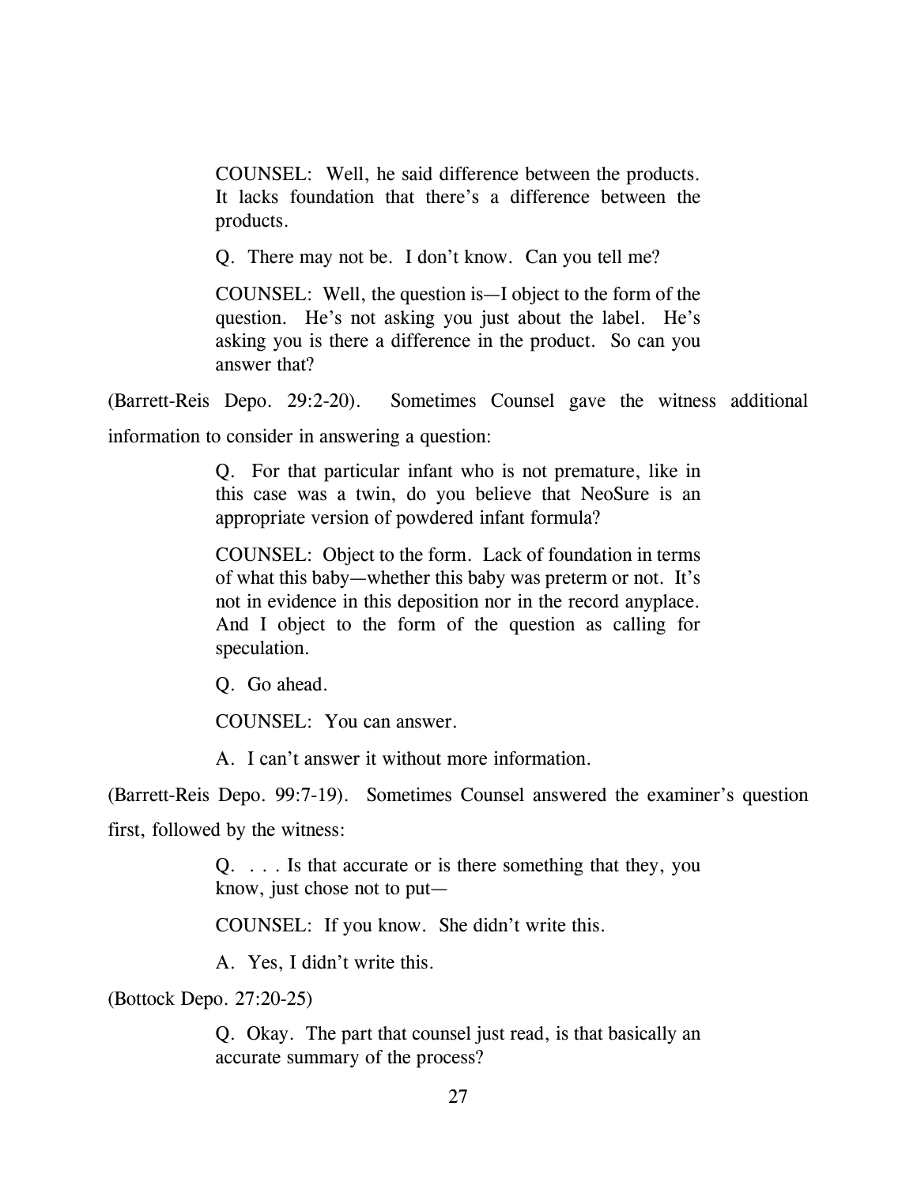> COUNSEL: Well, he said difference between the products. It lacks foundation that there's a difference between the products.
>
> Q. There may not be. I don't know. Can you tell me?
>
> COUNSEL: Well, the question is—I object to the form of the question. He's not asking you just about the label. He's asking you is there a difference in the product. So can you answer that?

(Barrett-Reis Depo. 29:2-20). Sometimes Counsel gave the witness additional information to consider in answering a question:

> Q. For that particular infant who is not premature, like in this case was a twin, do you believe that NeoSure is an appropriate version of powdered infant formula?
>
> COUNSEL: Object to the form. Lack of foundation in terms of what this baby—whether this baby was preterm or not. It's not in evidence in this deposition nor in the record anyplace. And I object to the form of the question as calling for speculation.
>
> Q. Go ahead.
>
> COUNSEL: You can answer.
>
> A. I can't answer it without more information.

(Barrett-Reis Depo. 99:7-19). Sometimes Counsel answered the examiner's question first, followed by the witness:

> Q. . . . Is that accurate or is there something that they, you know, just chose not to put—
>
> COUNSEL: If you know. She didn't write this.
>
> A. Yes, I didn't write this.

(Bottock Depo. 27:20-25)

> Q. Okay. The part that counsel just read, is that basically an accurate summary of the process?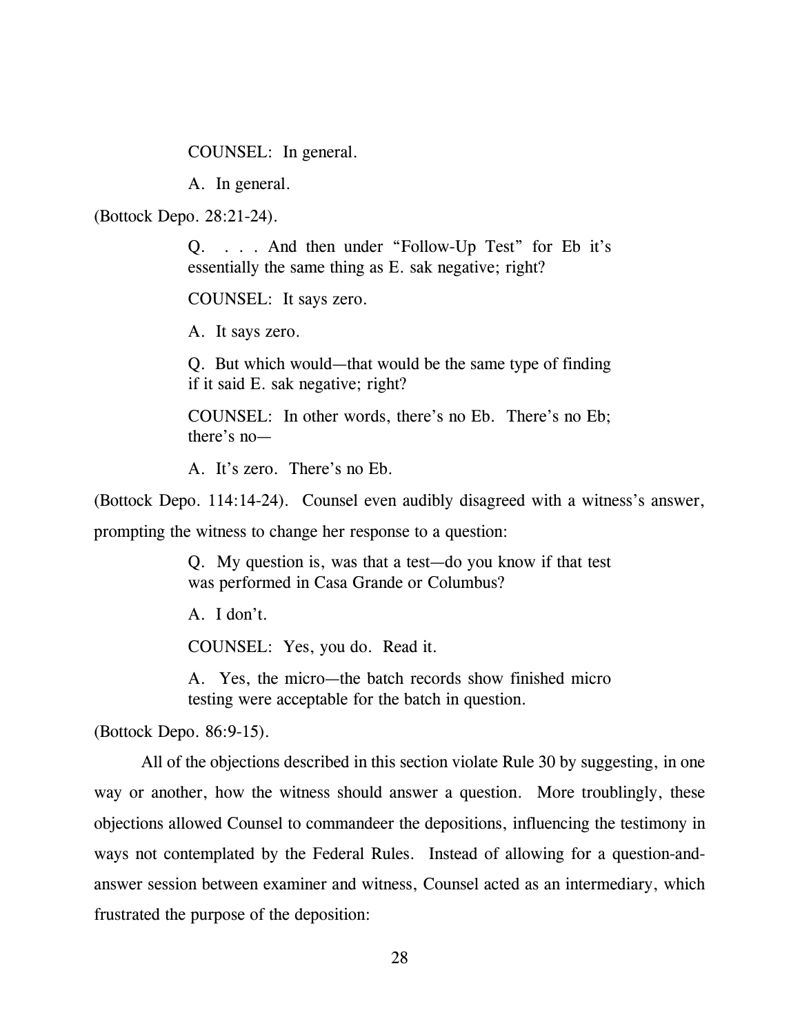> COUNSEL: In general.
>
> A. In general.

(Bottock Depo. 28:21-24).

> Q. . . . And then under "Follow-Up Test" for Eb it's essentially the same thing as E. sak negative; right?
>
> COUNSEL: It says zero.
>
> A. It says zero.
>
> Q. But which would—that would be the same type of finding if it said E. sak negative; right?
>
> COUNSEL: In other words, there's no Eb. There's no Eb; there's no—
>
> A. It's zero. There's no Eb.

(Bottock Depo. 114:14-24). Counsel even audibly disagreed with a witness's answer, prompting the witness to change her response to a question:

> Q. My question is, was that a test—do you know if that test was performed in Casa Grande or Columbus?
>
> A. I don't.
>
> COUNSEL: Yes, you do. Read it.
>
> A. Yes, the micro—the batch records show finished micro testing were acceptable for the batch in question.

(Bottock Depo. 86:9-15).

All of the objections described in this section violate Rule 30 by suggesting, in one way or another, how the witness should answer a question. More troublingly, these objections allowed Counsel to commandeer the depositions, influencing the testimony in ways not contemplated by the Federal Rules. Instead of allowing for a question-and-answer session between examiner and witness, Counsel acted as an intermediary, which frustrated the purpose of the deposition: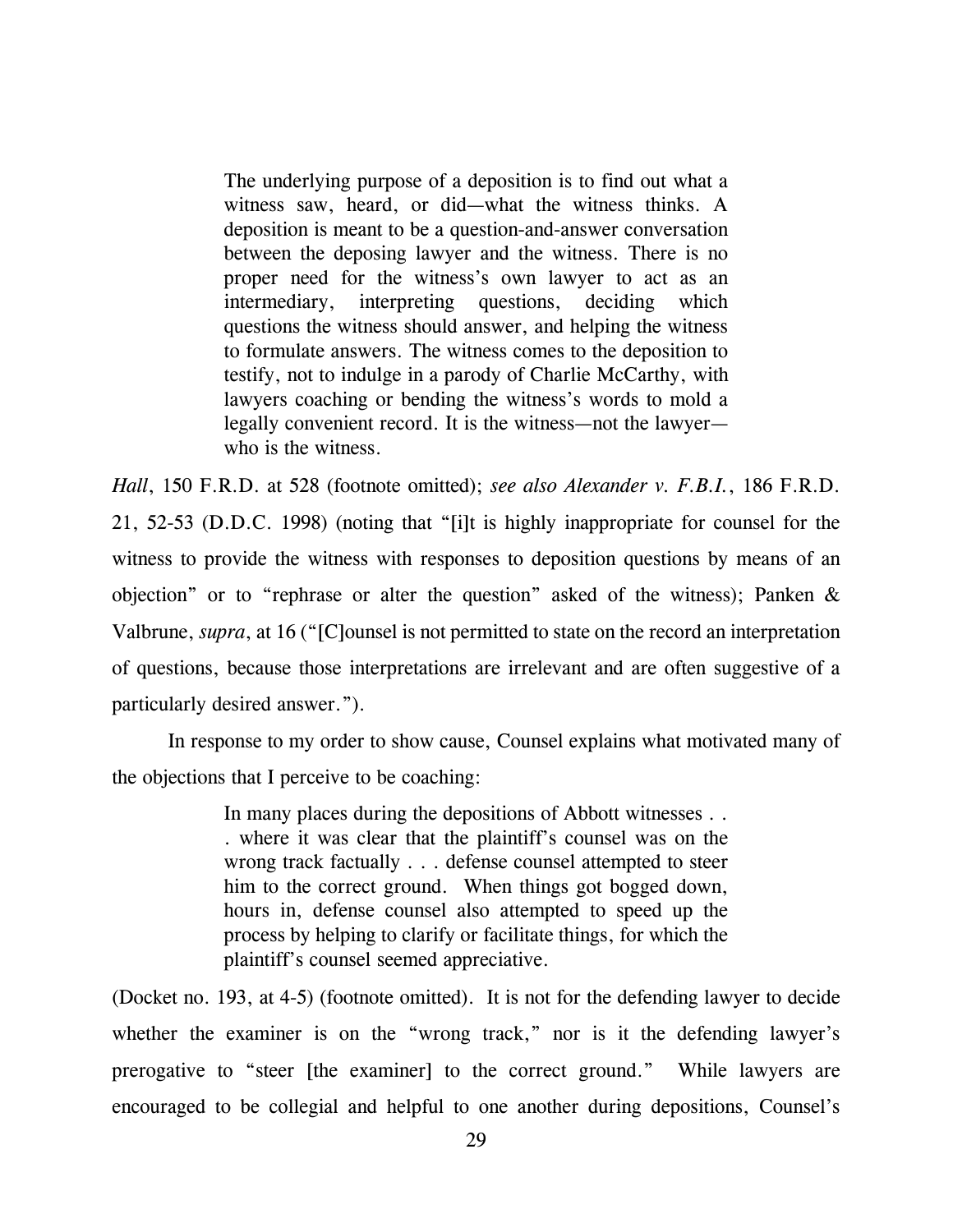> The underlying purpose of a deposition is to find out what a witness saw, heard, or did—what the witness thinks. A deposition is meant to be a question-and-answer conversation between the deposing lawyer and the witness. There is no proper need for the witness's own lawyer to act as an intermediary, interpreting questions, deciding which questions the witness should answer, and helping the witness to formulate answers. The witness comes to the deposition to testify, not to indulge in a parody of Charlie McCarthy, with lawyers coaching or bending the witness's words to mold a legally convenient record. It is the witness—not the lawyer—who is the witness.

*Hall*, 150 F.R.D. at 528 (footnote omitted); *see also Alexander v. F.B.I.*, 186 F.R.D. 21, 52-53 (D.D.C. 1998) (noting that "[i]t is highly inappropriate for counsel for the witness to provide the witness with responses to deposition questions by means of an objection" or to "rephrase or alter the question" asked of the witness); Panken & Valbrune, *supra*, at 16 ("[C]ounsel is not permitted to state on the record an interpretation of questions, because those interpretations are irrelevant and are often suggestive of a particularly desired answer.").

In response to my order to show cause, Counsel explains what motivated many of the objections that I perceive to be coaching:

> In many places during the depositions of Abbott witnesses . . . where it was clear that the plaintiff's counsel was on the wrong track factually . . . defense counsel attempted to steer him to the correct ground. When things got bogged down, hours in, defense counsel also attempted to speed up the process by helping to clarify or facilitate things, for which the plaintiff's counsel seemed appreciative.

(Docket no. 193, at 4-5) (footnote omitted). It is not for the defending lawyer to decide whether the examiner is on the "wrong track," nor is it the defending lawyer's prerogative to "steer [the examiner] to the correct ground." While lawyers are encouraged to be collegial and helpful to one another during depositions, Counsel's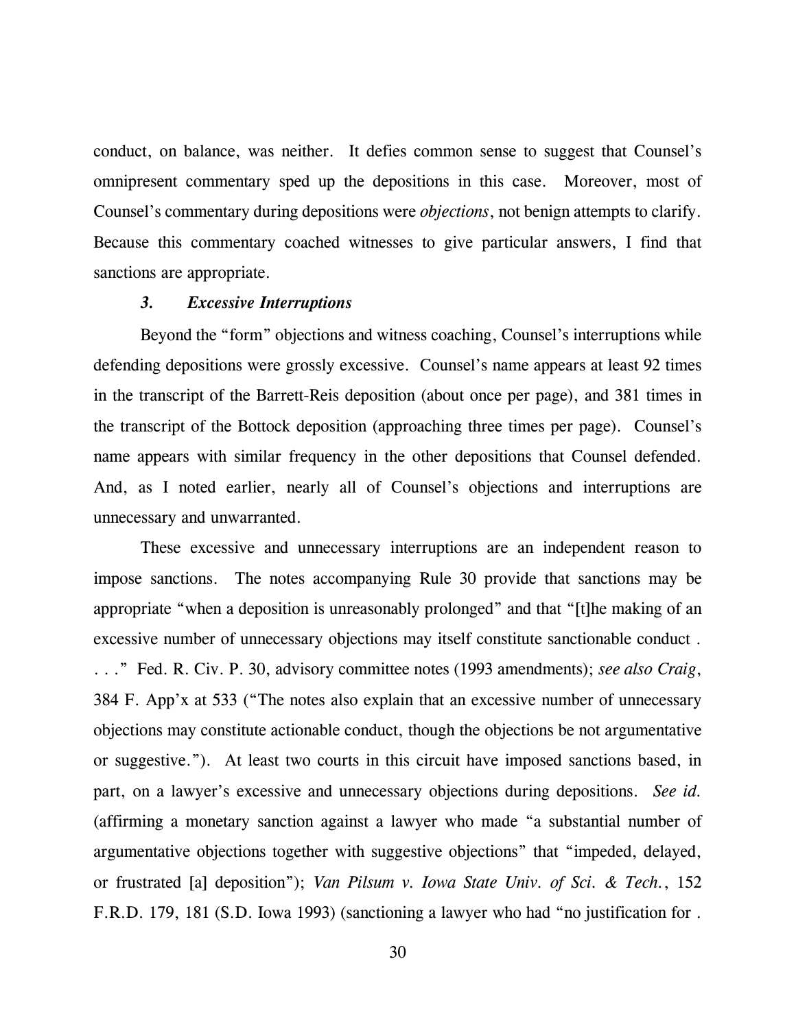conduct, on balance, was neither. It defies common sense to suggest that Counsel's omnipresent commentary sped up the depositions in this case. Moreover, most of Counsel's commentary during depositions were *objections*, not benign attempts to clarify. Because this commentary coached witnesses to give particular answers, I find that sanctions are appropriate.

### *3. Excessive Interruptions*

Beyond the "form" objections and witness coaching, Counsel's interruptions while defending depositions were grossly excessive. Counsel's name appears at least 92 times in the transcript of the Barrett-Reis deposition (about once per page), and 381 times in the transcript of the Bottock deposition (approaching three times per page). Counsel's name appears with similar frequency in the other depositions that Counsel defended. And, as I noted earlier, nearly all of Counsel's objections and interruptions are unnecessary and unwarranted.

These excessive and unnecessary interruptions are an independent reason to impose sanctions. The notes accompanying Rule 30 provide that sanctions may be appropriate "when a deposition is unreasonably prolonged" and that "[t]he making of an excessive number of unnecessary objections may itself constitute sanctionable conduct . . . ." Fed. R. Civ. P. 30, advisory committee notes (1993 amendments); *see also Craig*, 384 F. App'x at 533 ("The notes also explain that an excessive number of unnecessary objections may constitute actionable conduct, though the objections be not argumentative or suggestive."). At least two courts in this circuit have imposed sanctions based, in part, on a lawyer's excessive and unnecessary objections during depositions. *See id.* (affirming a monetary sanction against a lawyer who made "a substantial number of argumentative objections together with suggestive objections" that "impeded, delayed, or frustrated [a] deposition"); *Van Pilsum v. Iowa State Univ. of Sci. & Tech.*, 152 F.R.D. 179, 181 (S.D. Iowa 1993) (sanctioning a lawyer who had "no justification for .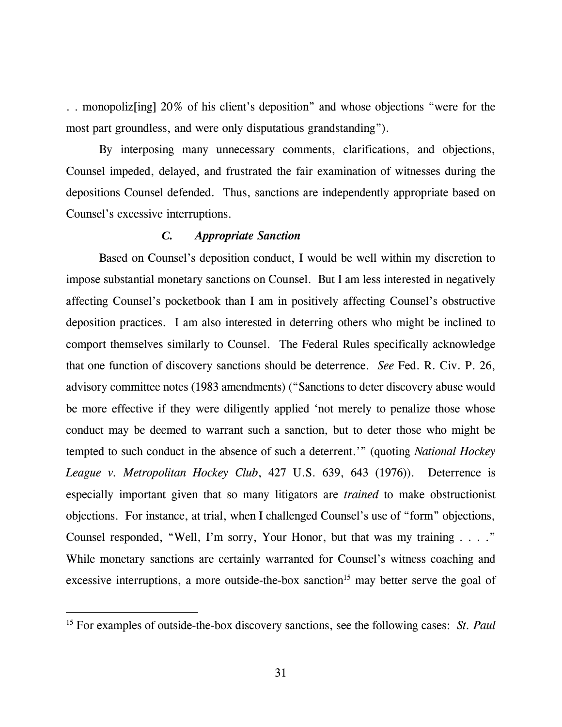. . monopoliz[ing] 20% of his client's deposition" and whose objections "were for the most part groundless, and were only disputatious grandstanding").

By interposing many unnecessary comments, clarifications, and objections, Counsel impeded, delayed, and frustrated the fair examination of witnesses during the depositions Counsel defended. Thus, sanctions are independently appropriate based on Counsel's excessive interruptions.

### *C. Appropriate Sanction*

Based on Counsel's deposition conduct, I would be well within my discretion to impose substantial monetary sanctions on Counsel. But I am less interested in negatively affecting Counsel's pocketbook than I am in positively affecting Counsel's obstructive deposition practices. I am also interested in deterring others who might be inclined to comport themselves similarly to Counsel. The Federal Rules specifically acknowledge that one function of discovery sanctions should be deterrence. *See* Fed. R. Civ. P. 26, advisory committee notes (1983 amendments) ("Sanctions to deter discovery abuse would be more effective if they were diligently applied 'not merely to penalize those whose conduct may be deemed to warrant such a sanction, but to deter those who might be tempted to such conduct in the absence of such a deterrent.'" (quoting *National Hockey League v. Metropolitan Hockey Club*, 427 U.S. 639, 643 (1976)). Deterrence is especially important given that so many litigators are *trained* to make obstructionist objections. For instance, at trial, when I challenged Counsel's use of "form" objections, Counsel responded, "Well, I'm sorry, Your Honor, but that was my training . . . ." While monetary sanctions are certainly warranted for Counsel's witness coaching and excessive interruptions, a more outside-the-box sanction[15] may better serve the goal of

[15] For examples of outside-the-box discovery sanctions, see the following cases: *St. Paul*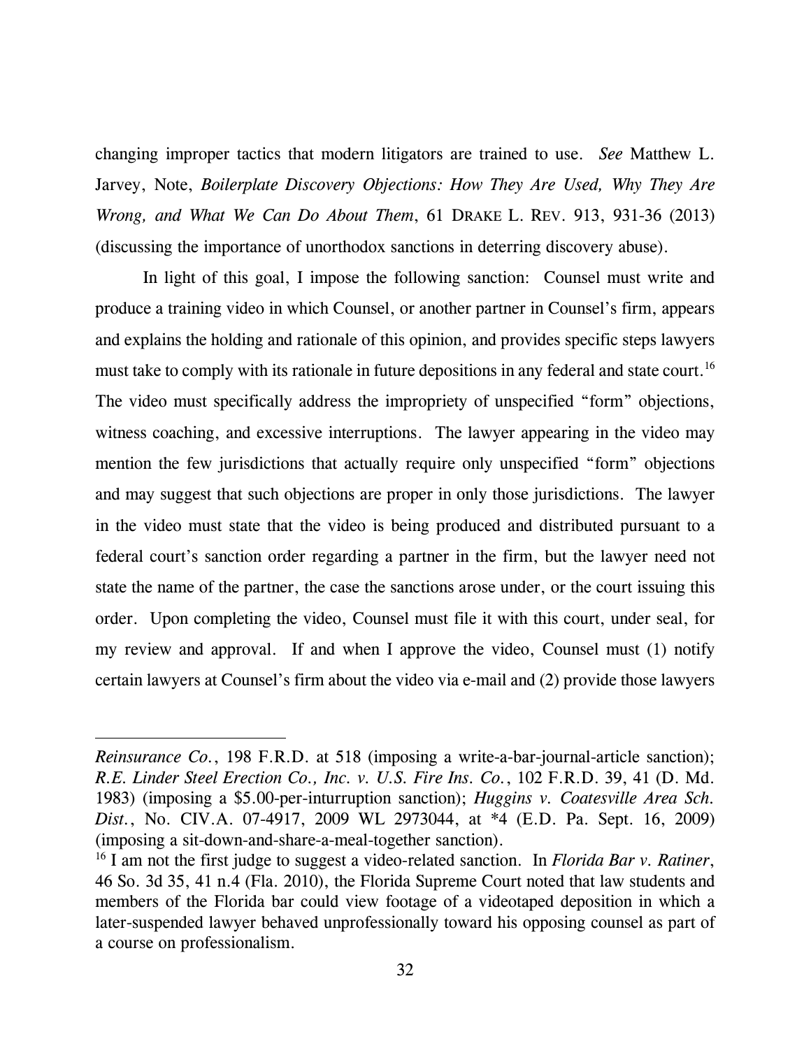changing improper tactics that modern litigators are trained to use. *See* Matthew L. Jarvey, Note, *Boilerplate Discovery Objections: How They Are Used, Why They Are Wrong, and What We Can Do About Them*, 61 DRAKE L. REV. 913, 931-36 (2013) (discussing the importance of unorthodox sanctions in deterring discovery abuse).

In light of this goal, I impose the following sanction: Counsel must write and produce a training video in which Counsel, or another partner in Counsel's firm, appears and explains the holding and rationale of this opinion, and provides specific steps lawyers must take to comply with its rationale in future depositions in any federal and state court.[16] The video must specifically address the impropriety of unspecified "form" objections, witness coaching, and excessive interruptions. The lawyer appearing in the video may mention the few jurisdictions that actually require only unspecified "form" objections and may suggest that such objections are proper in only those jurisdictions. The lawyer in the video must state that the video is being produced and distributed pursuant to a federal court's sanction order regarding a partner in the firm, but the lawyer need not state the name of the partner, the case the sanctions arose under, or the court issuing this order. Upon completing the video, Counsel must file it with this court, under seal, for my review and approval. If and when I approve the video, Counsel must (1) notify certain lawyers at Counsel's firm about the video via e-mail and (2) provide those lawyers

---

*Reinsurance Co.*, 198 F.R.D. at 518 (imposing a write-a-bar-journal-article sanction); *R.E. Linder Steel Erection Co., Inc. v. U.S. Fire Ins. Co.*, 102 F.R.D. 39, 41 (D. Md. 1983) (imposing a $5.00-per-inturruption sanction); *Huggins v. Coatesville Area Sch. Dist.*, No. CIV.A. 07-4917, 2009 WL 2973044, at *4 (E.D. Pa. Sept. 16, 2009) (imposing a sit-down-and-share-a-meal-together sanction).

[16] I am not the first judge to suggest a video-related sanction. In *Florida Bar v. Ratiner*, 46 So. 3d 35, 41 n.4 (Fla. 2010), the Florida Supreme Court noted that law students and members of the Florida bar could view footage of a videotaped deposition in which a later-suspended lawyer behaved unprofessionally toward his opposing counsel as part of a course on professionalism.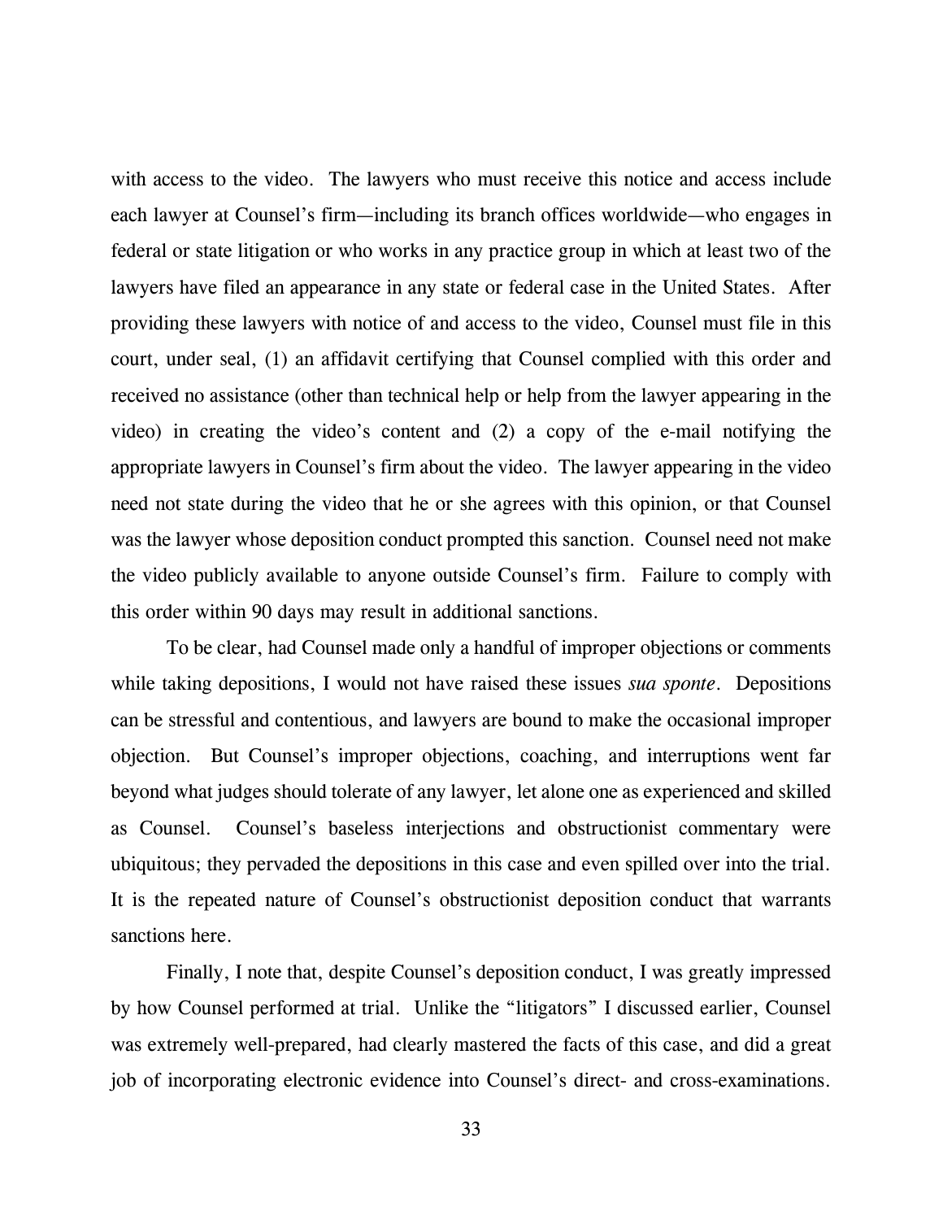with access to the video. The lawyers who must receive this notice and access include each lawyer at Counsel's firm—including its branch offices worldwide—who engages in federal or state litigation or who works in any practice group in which at least two of the lawyers have filed an appearance in any state or federal case in the United States. After providing these lawyers with notice of and access to the video, Counsel must file in this court, under seal, (1) an affidavit certifying that Counsel complied with this order and received no assistance (other than technical help or help from the lawyer appearing in the video) in creating the video's content and (2) a copy of the e-mail notifying the appropriate lawyers in Counsel's firm about the video. The lawyer appearing in the video need not state during the video that he or she agrees with this opinion, or that Counsel was the lawyer whose deposition conduct prompted this sanction. Counsel need not make the video publicly available to anyone outside Counsel's firm. Failure to comply with this order within 90 days may result in additional sanctions.

To be clear, had Counsel made only a handful of improper objections or comments while taking depositions, I would not have raised these issues *sua sponte*. Depositions can be stressful and contentious, and lawyers are bound to make the occasional improper objection. But Counsel's improper objections, coaching, and interruptions went far beyond what judges should tolerate of any lawyer, let alone one as experienced and skilled as Counsel. Counsel's baseless interjections and obstructionist commentary were ubiquitous; they pervaded the depositions in this case and even spilled over into the trial. It is the repeated nature of Counsel's obstructionist deposition conduct that warrants sanctions here.

Finally, I note that, despite Counsel's deposition conduct, I was greatly impressed by how Counsel performed at trial. Unlike the "litigators" I discussed earlier, Counsel was extremely well-prepared, had clearly mastered the facts of this case, and did a great job of incorporating electronic evidence into Counsel's direct- and cross-examinations.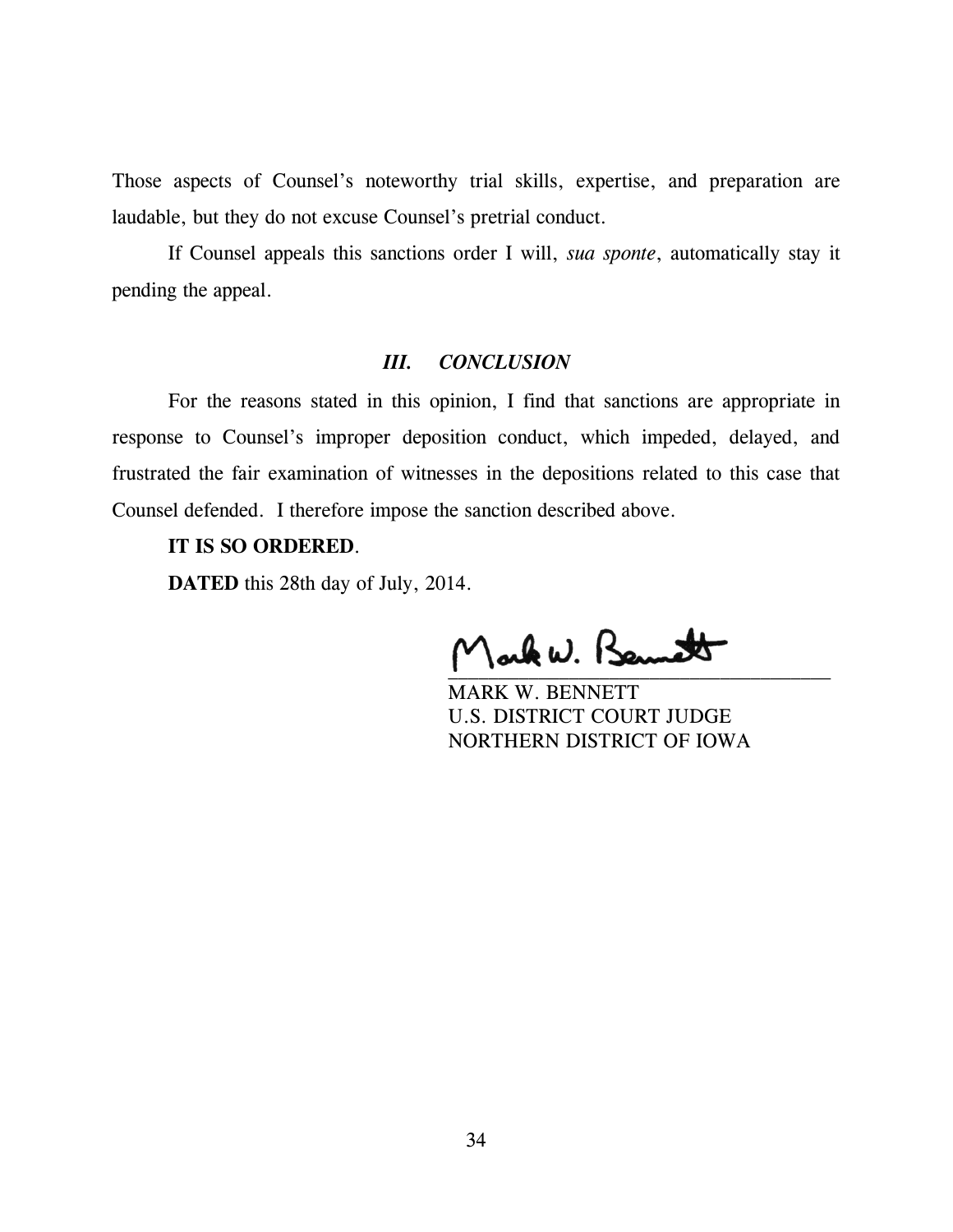Those aspects of Counsel's noteworthy trial skills, expertise, and preparation are laudable, but they do not excuse Counsel's pretrial conduct.

If Counsel appeals this sanctions order I will, *sua sponte*, automatically stay it pending the appeal.

### *III. CONCLUSION*

For the reasons stated in this opinion, I find that sanctions are appropriate in response to Counsel's improper deposition conduct, which impeded, delayed, and frustrated the fair examination of witnesses in the depositions related to this case that Counsel defended. I therefore impose the sanction described above.

**IT IS SO ORDERED**.

**DATED** this 28th day of July, 2014.

Mark W. Bennett

MARK W. BENNETT
U.S. DISTRICT COURT JUDGE
NORTHERN DISTRICT OF IOWA